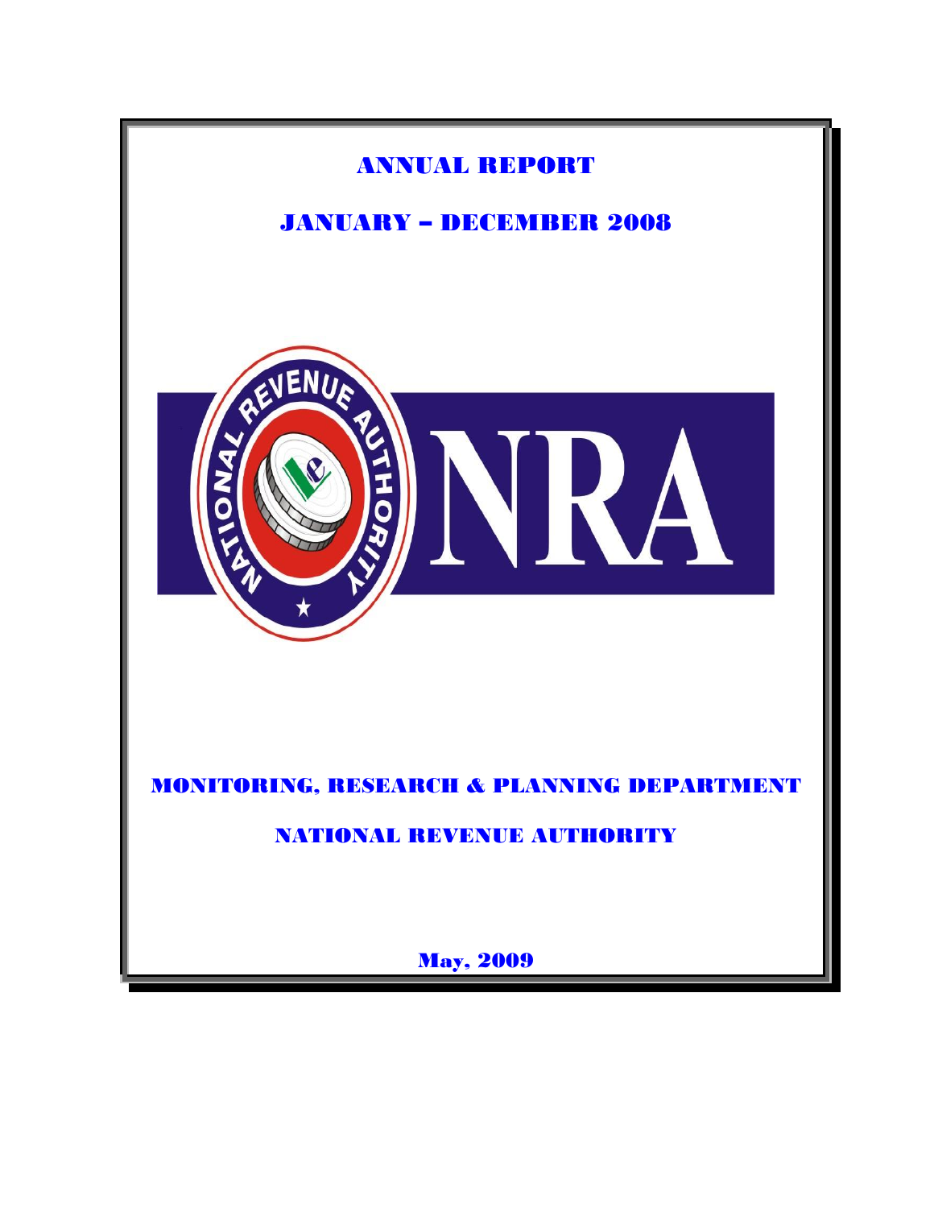# ANNUAL REPORT

## JANUARY – DECEMBER 2008

NATIONAL REVENUE AUTHORITY

NRA

## MONITORING, RESEARCH & PLANNING DEPARTMENT

## NATIONAL REVENUE AUTHORITY

**May, 2009**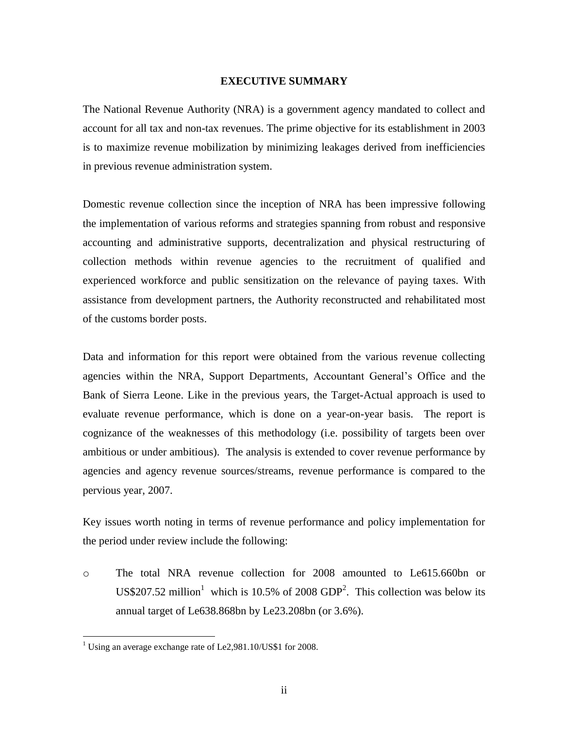## EXECUTIVE SUMMARY

The National Revenue Authority (NRA) is a government agency mandated to collect and account for all tax and non-tax revenues. The prime objective for its establishment in 2003 is to maximize revenue mobilization by minimizing leakages derived from inefficiencies in previous revenue administration system.

Domestic revenue collection since the inception of NRA has been impressive following the implementation of various reforms and strategies spanning from robust and responsive accounting and administrative supports, decentralization and physical restructuring of collection methods within revenue agencies to the recruitment of qualified and experienced workforce and public sensitization on the relevance of paying taxes. With assistance from development partners, the Authority reconstructed and rehabilitated most of the customs border posts.

Data and information for this report were obtained from the various revenue collecting agencies within the NRA, Support Departments, Accountant General's Office and the Bank of Sierra Leone. Like in the previous years, the Target-Actual approach is used to evaluate revenue performance, which is done on a year-on-year basis. The report is cognizance of the weaknesses of this methodology (i.e. possibility of targets been over ambitious or under ambitious). The analysis is extended to cover revenue performance by agencies and agency revenue sources/streams, revenue performance is compared to the pervious year, 2007.

Key issues worth noting in terms of revenue performance and policy implementation for the period under review include the following:

- The total NRA revenue collection for 2008 amounted to Le615.660bn or US$207.52 million[1] which is 10.5% of 2008 GDP[2]. This collection was below its annual target of Le638.868bn by Le23.208bn (or 3.6%).

[1] Using an average exchange rate of Le2,981.10/US$1 for 2008.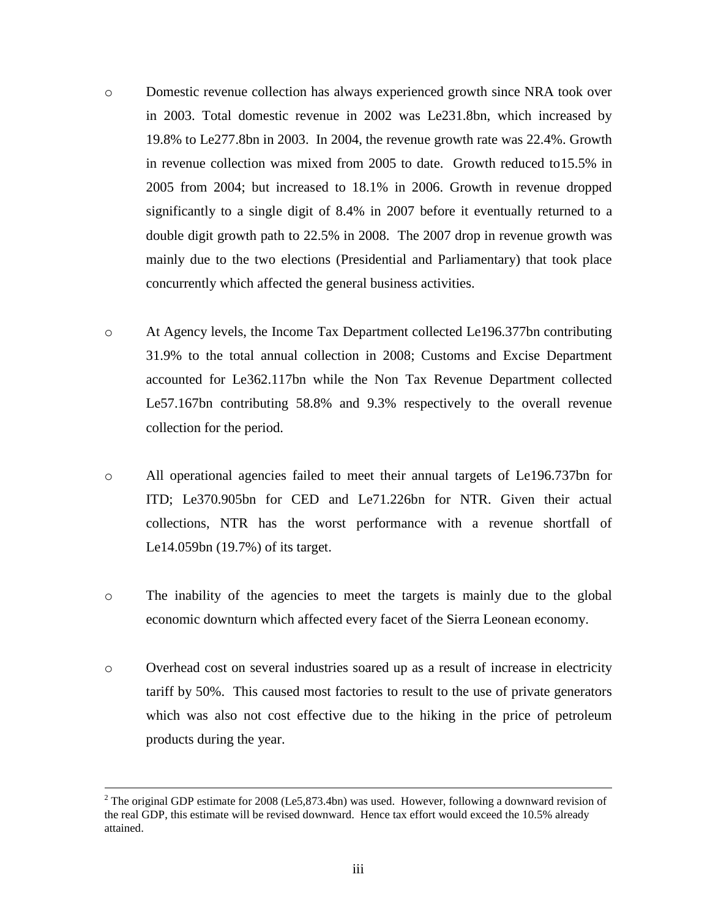- Domestic revenue collection has always experienced growth since NRA took over in 2003. Total domestic revenue in 2002 was Le231.8bn, which increased by 19.8% to Le277.8bn in 2003. In 2004, the revenue growth rate was 22.4%. Growth in revenue collection was mixed from 2005 to date. Growth reduced to15.5% in 2005 from 2004; but increased to 18.1% in 2006. Growth in revenue dropped significantly to a single digit of 8.4% in 2007 before it eventually returned to a double digit growth path to 22.5% in 2008. The 2007 drop in revenue growth was mainly due to the two elections (Presidential and Parliamentary) that took place concurrently which affected the general business activities.

- At Agency levels, the Income Tax Department collected Le196.377bn contributing 31.9% to the total annual collection in 2008; Customs and Excise Department accounted for Le362.117bn while the Non Tax Revenue Department collected Le57.167bn contributing 58.8% and 9.3% respectively to the overall revenue collection for the period.

- All operational agencies failed to meet their annual targets of Le196.737bn for ITD; Le370.905bn for CED and Le71.226bn for NTR. Given their actual collections, NTR has the worst performance with a revenue shortfall of Le14.059bn (19.7%) of its target.

- The inability of the agencies to meet the targets is mainly due to the global economic downturn which affected every facet of the Sierra Leonean economy.

- Overhead cost on several industries soared up as a result of increase in electricity tariff by 50%. This caused most factories to result to the use of private generators which was also not cost effective due to the hiking in the price of petroleum products during the year.

---

[2] The original GDP estimate for 2008 (Le5,873.4bn) was used. However, following a downward revision of the real GDP, this estimate will be revised downward. Hence tax effort would exceed the 10.5% already attained.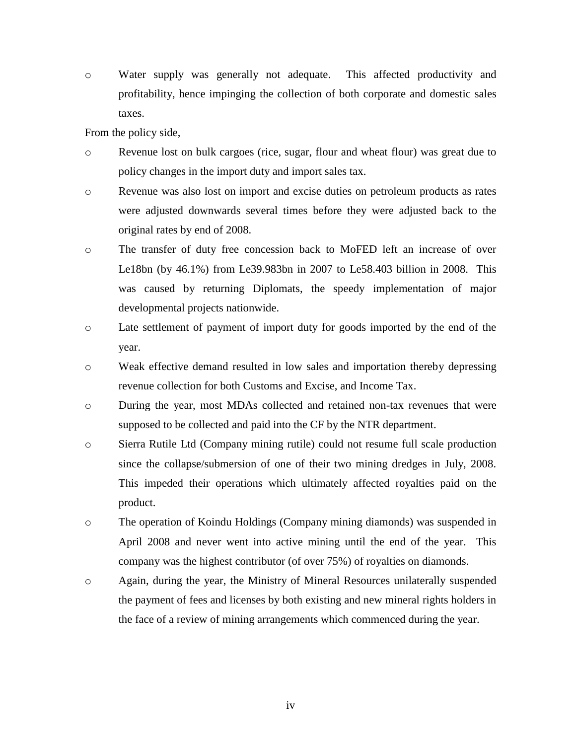- Water supply was generally not adequate. This affected productivity and profitability, hence impinging the collection of both corporate and domestic sales taxes.

From the policy side,

- Revenue lost on bulk cargoes (rice, sugar, flour and wheat flour) was great due to policy changes in the import duty and import sales tax.
- Revenue was also lost on import and excise duties on petroleum products as rates were adjusted downwards several times before they were adjusted back to the original rates by end of 2008.
- The transfer of duty free concession back to MoFED left an increase of over Le18bn (by 46.1%) from Le39.983bn in 2007 to Le58.403 billion in 2008. This was caused by returning Diplomats, the speedy implementation of major developmental projects nationwide.
- Late settlement of payment of import duty for goods imported by the end of the year.
- Weak effective demand resulted in low sales and importation thereby depressing revenue collection for both Customs and Excise, and Income Tax.
- During the year, most MDAs collected and retained non-tax revenues that were supposed to be collected and paid into the CF by the NTR department.
- Sierra Rutile Ltd (Company mining rutile) could not resume full scale production since the collapse/submersion of one of their two mining dredges in July, 2008. This impeded their operations which ultimately affected royalties paid on the product.
- The operation of Koindu Holdings (Company mining diamonds) was suspended in April 2008 and never went into active mining until the end of the year. This company was the highest contributor (of over 75%) of royalties on diamonds.
- Again, during the year, the Ministry of Mineral Resources unilaterally suspended the payment of fees and licenses by both existing and new mineral rights holders in the face of a review of mining arrangements which commenced during the year.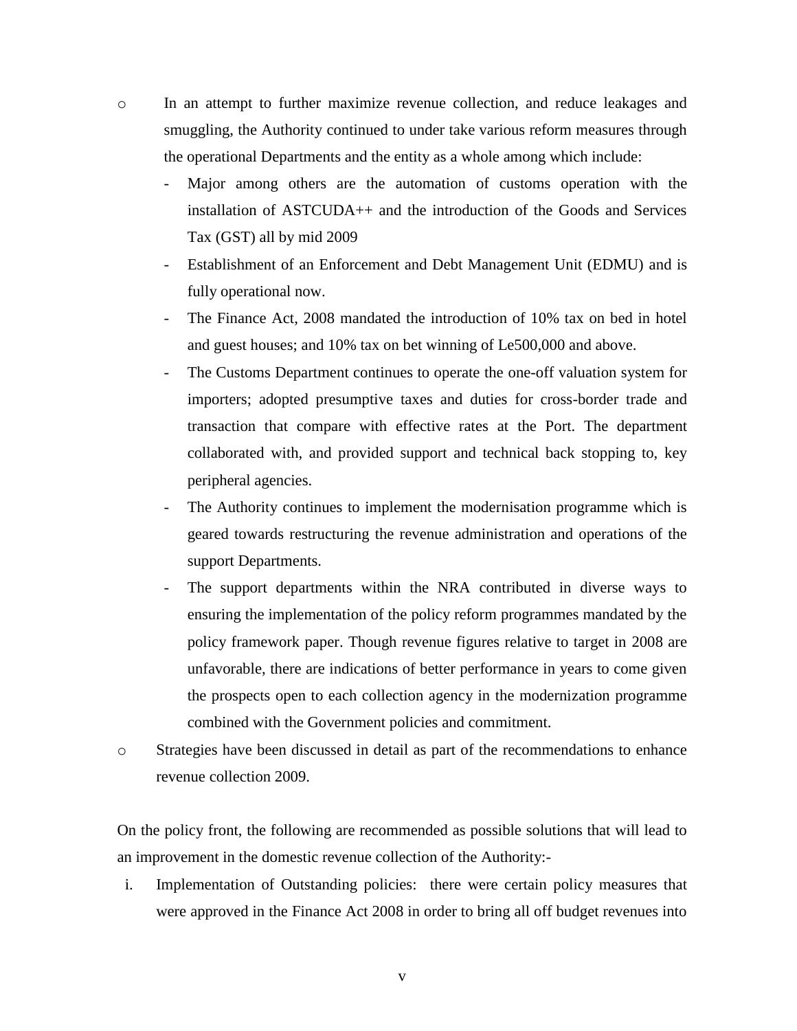- In an attempt to further maximize revenue collection, and reduce leakages and smuggling, the Authority continued to under take various reform measures through the operational Departments and the entity as a whole among which include:
  - Major among others are the automation of customs operation with the installation of ASTCUDA++ and the introduction of the Goods and Services Tax (GST) all by mid 2009
  - Establishment of an Enforcement and Debt Management Unit (EDMU) and is fully operational now.
  - The Finance Act, 2008 mandated the introduction of 10% tax on bed in hotel and guest houses; and 10% tax on bet winning of Le500,000 and above.
  - The Customs Department continues to operate the one-off valuation system for importers; adopted presumptive taxes and duties for cross-border trade and transaction that compare with effective rates at the Port. The department collaborated with, and provided support and technical back stopping to, key peripheral agencies.
  - The Authority continues to implement the modernisation programme which is geared towards restructuring the revenue administration and operations of the support Departments.
  - The support departments within the NRA contributed in diverse ways to ensuring the implementation of the policy reform programmes mandated by the policy framework paper. Though revenue figures relative to target in 2008 are unfavorable, there are indications of better performance in years to come given the prospects open to each collection agency in the modernization programme combined with the Government policies and commitment.
- Strategies have been discussed in detail as part of the recommendations to enhance revenue collection 2009.

On the policy front, the following are recommended as possible solutions that will lead to an improvement in the domestic revenue collection of the Authority:-

i. Implementation of Outstanding policies: there were certain policy measures that were approved in the Finance Act 2008 in order to bring all off budget revenues into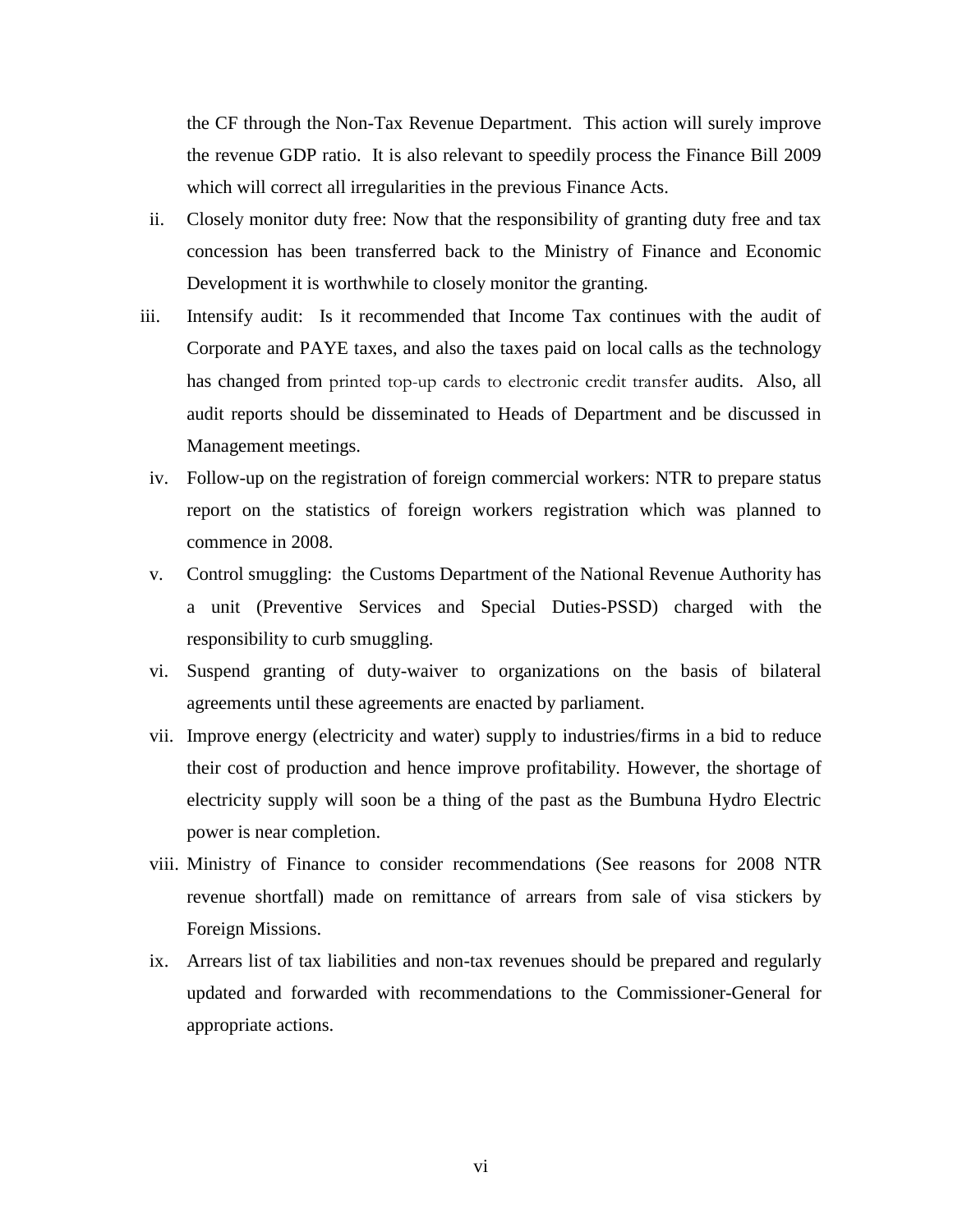the CF through the Non-Tax Revenue Department. This action will surely improve the revenue GDP ratio. It is also relevant to speedily process the Finance Bill 2009 which will correct all irregularities in the previous Finance Acts.

ii. Closely monitor duty free: Now that the responsibility of granting duty free and tax concession has been transferred back to the Ministry of Finance and Economic Development it is worthwhile to closely monitor the granting.

iii. Intensify audit: Is it recommended that Income Tax continues with the audit of Corporate and PAYE taxes, and also the taxes paid on local calls as the technology has changed from printed top-up cards to electronic credit transfer audits. Also, all audit reports should be disseminated to Heads of Department and be discussed in Management meetings.

iv. Follow-up on the registration of foreign commercial workers: NTR to prepare status report on the statistics of foreign workers registration which was planned to commence in 2008.

v. Control smuggling: the Customs Department of the National Revenue Authority has a unit (Preventive Services and Special Duties-PSSD) charged with the responsibility to curb smuggling.

vi. Suspend granting of duty-waiver to organizations on the basis of bilateral agreements until these agreements are enacted by parliament.

vii. Improve energy (electricity and water) supply to industries/firms in a bid to reduce their cost of production and hence improve profitability. However, the shortage of electricity supply will soon be a thing of the past as the Bumbuna Hydro Electric power is near completion.

viii. Ministry of Finance to consider recommendations (See reasons for 2008 NTR revenue shortfall) made on remittance of arrears from sale of visa stickers by Foreign Missions.

ix. Arrears list of tax liabilities and non-tax revenues should be prepared and regularly updated and forwarded with recommendations to the Commissioner-General for appropriate actions.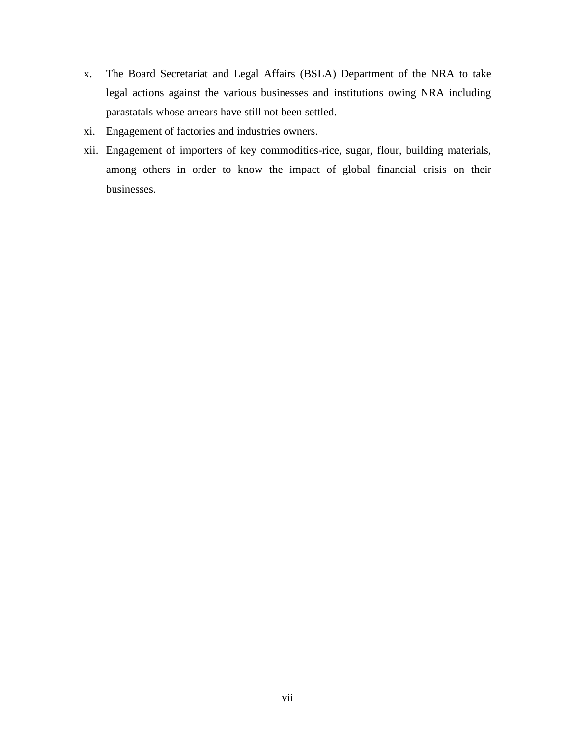x. The Board Secretariat and Legal Affairs (BSLA) Department of the NRA to take legal actions against the various businesses and institutions owing NRA including parastatals whose arrears have still not been settled.

xi. Engagement of factories and industries owners.

xii. Engagement of importers of key commodities-rice, sugar, flour, building materials, among others in order to know the impact of global financial crisis on their businesses.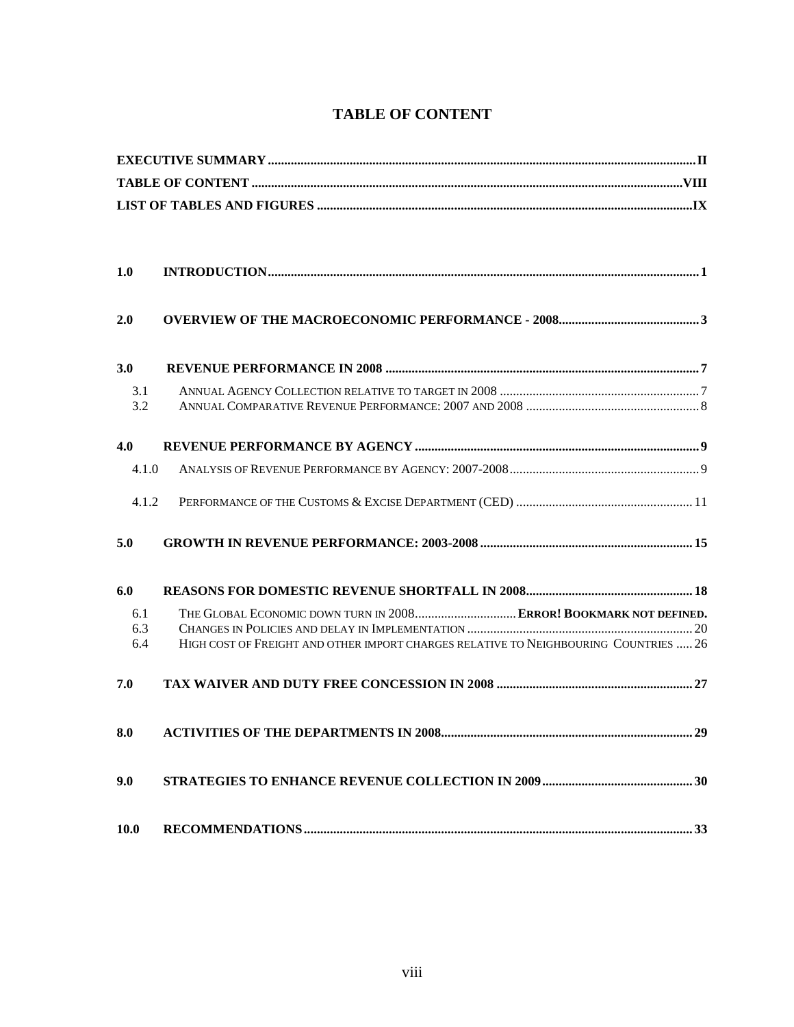# TABLE OF CONTENT

**EXECUTIVE SUMMARY** .................................................................................................................................**II**
**TABLE OF CONTENT** .................................................................................................................................**VIII**
**LIST OF TABLES AND FIGURES** .................................................................................................................**IX**

**1.0 INTRODUCTION**..................................................................................................................................**1**

**2.0 OVERVIEW OF THE MACROECONOMIC PERFORMANCE - 2008**...........................................**3**

**3.0 REVENUE PERFORMANCE IN 2008** ...............................................................................................**7**

3.1 ANNUAL AGENCY COLLECTION RELATIVE TO TARGET IN 2008 ............................................................7
3.2 ANNUAL COMPARATIVE REVENUE PERFORMANCE: 2007 AND 2008 ....................................................8

**4.0 REVENUE PERFORMANCE BY AGENCY** ......................................................................................**9**

4.1.0 ANALYSIS OF REVENUE PERFORMANCE BY AGENCY: 2007-2008..........................................................9

4.1.2 PERFORMANCE OF THE CUSTOMS & EXCISE DEPARTMENT (CED) .....................................................11

**5.0 GROWTH IN REVENUE PERFORMANCE: 2003-2008**................................................................**15**

**6.0 REASONS FOR DOMESTIC REVENUE SHORTFALL IN 2008**..................................................**18**

6.1 THE GLOBAL ECONOMIC DOWN TURN IN 2008...............................**ERROR! BOOKMARK NOT DEFINED.**
6.3 CHANGES IN POLICIES AND DELAY IN IMPLEMENTATION ....................................................................20
6.4 HIGH COST OF FREIGHT AND OTHER IMPORT CHARGES RELATIVE TO NEIGHBOURING COUNTRIES .....26

**7.0 TAX WAIVER AND DUTY FREE CONCESSION IN 2008** ............................................................**27**

**8.0 ACTIVITIES OF THE DEPARTMENTS IN 2008**............................................................................**29**

**9.0 STRATEGIES TO ENHANCE REVENUE COLLECTION IN 2009**.............................................**30**

**10.0 RECOMMENDATIONS**......................................................................................................................**33**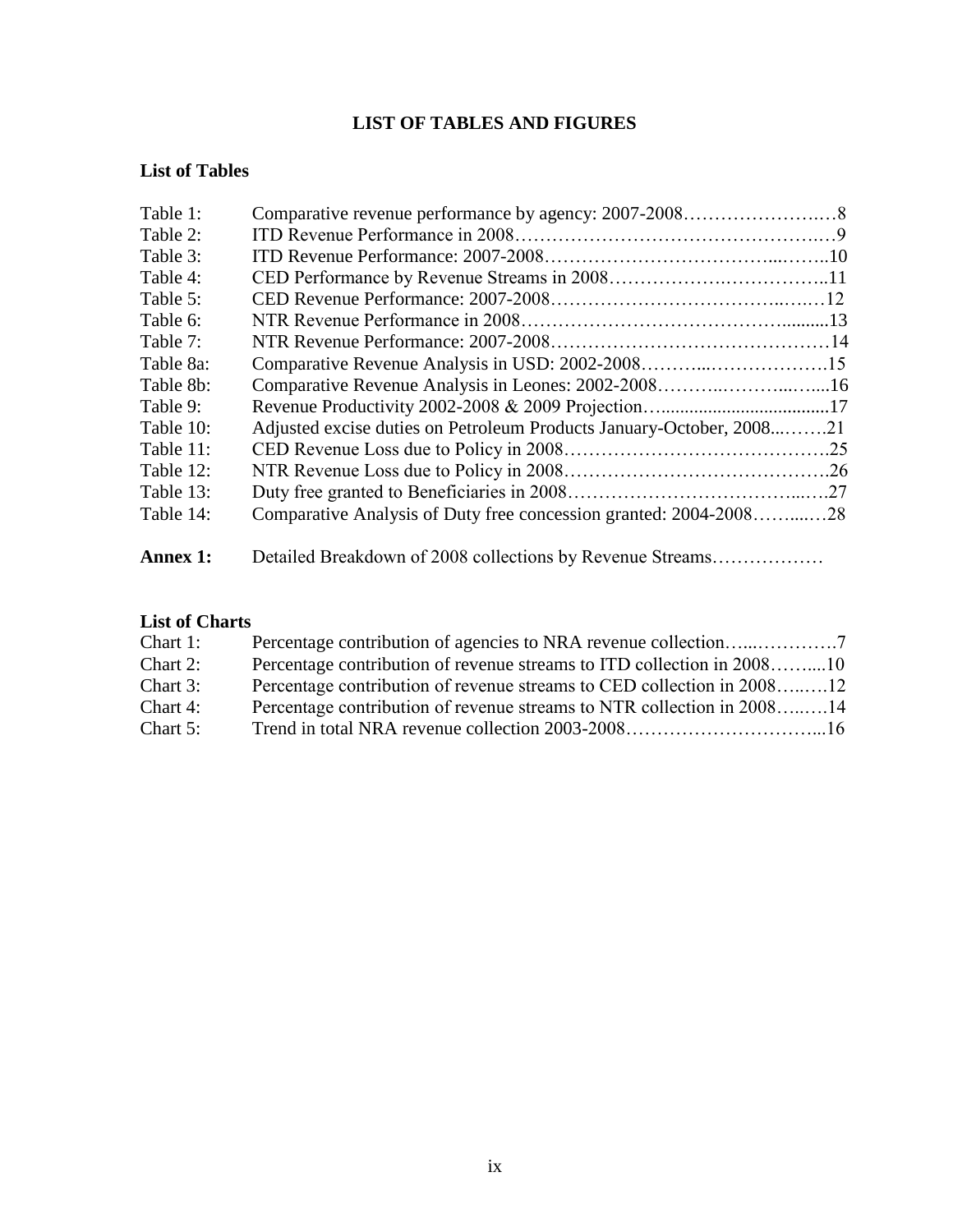# LIST OF TABLES AND FIGURES

## List of Tables

| | |
|---|---|
| Table 1: | Comparative revenue performance by agency: 2007-2008…………………..…8 |
| Table 2: | ITD Revenue Performance in 2008…………………………………………..…9 |
| Table 3: | ITD Revenue Performance: 2007-2008……………………………...……..10 |
| Table 4: | CED Performance by Revenue Streams in 2008……………….……………..11 |
| Table 5: | CED Revenue Performance: 2007-2008……………………………..….…12 |
| Table 6: | NTR Revenue Performance in 2008……………………………………..........13 |
| Table 7: | NTR Revenue Performance: 2007-2008………………………………………14 |
| Table 8a: | Comparative Revenue Analysis in USD: 2002-2008………...……………….15 |
| Table 8b: | Comparative Revenue Analysis in Leones: 2002-2008………..………...…...16 |
| Table 9: | Revenue Productivity 2002-2008 & 2009 Projection…....................................17 |
| Table 10: | Adjusted excise duties on Petroleum Products January-October, 2008...…….21 |
| Table 11: | CED Revenue Loss due to Policy in 2008…………………………………….25 |
| Table 12: | NTR Revenue Loss due to Policy in 2008…………………………………….26 |
| Table 13: | Duty free granted to Beneficiaries in 2008……………………………...….27 |
| Table 14: | Comparative Analysis of Duty free concession granted: 2004-2008……....…28 |
| **Annex 1:** | Detailed Breakdown of 2008 collections by Revenue Streams……………… |

## List of Charts

| | |
|---|---|
| Chart 1: | Percentage contribution of agencies to NRA revenue collection…...………….7 |
| Chart 2: | Percentage contribution of revenue streams to ITD collection in 2008……....10 |
| Chart 3: | Percentage contribution of revenue streams to CED collection in 2008…..….12 |
| Chart 4: | Percentage contribution of revenue streams to NTR collection in 2008…..….14 |
| Chart 5: | Trend in total NRA revenue collection 2003-2008…………………………...16 |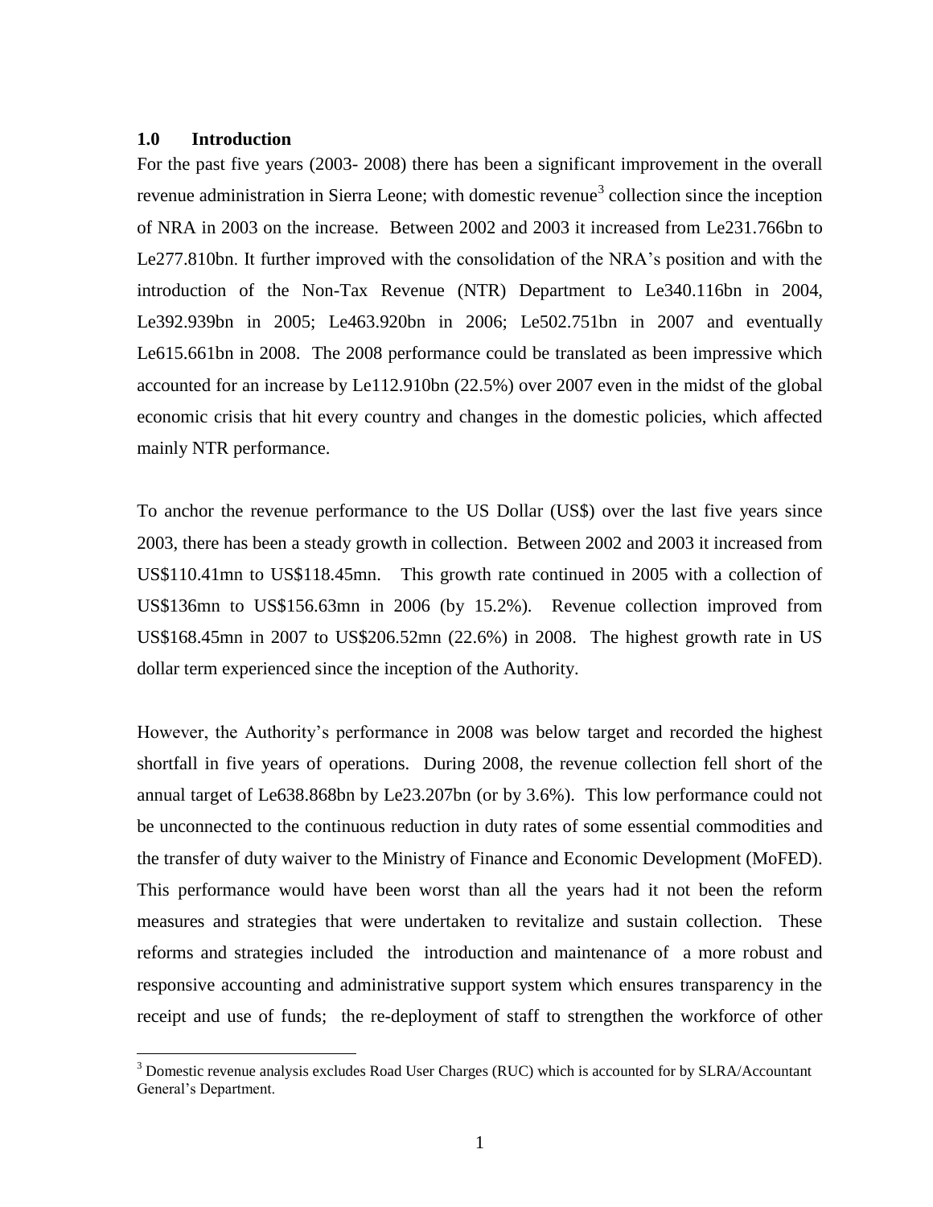## 1.0 Introduction

For the past five years (2003- 2008) there has been a significant improvement in the overall revenue administration in Sierra Leone; with domestic revenue[3] collection since the inception of NRA in 2003 on the increase. Between 2002 and 2003 it increased from Le231.766bn to Le277.810bn. It further improved with the consolidation of the NRA's position and with the introduction of the Non-Tax Revenue (NTR) Department to Le340.116bn in 2004, Le392.939bn in 2005; Le463.920bn in 2006; Le502.751bn in 2007 and eventually Le615.661bn in 2008. The 2008 performance could be translated as been impressive which accounted for an increase by Le112.910bn (22.5%) over 2007 even in the midst of the global economic crisis that hit every country and changes in the domestic policies, which affected mainly NTR performance.

To anchor the revenue performance to the US Dollar (US$) over the last five years since 2003, there has been a steady growth in collection. Between 2002 and 2003 it increased from US$110.41mn to US$118.45mn. This growth rate continued in 2005 with a collection of US$136mn to US$156.63mn in 2006 (by 15.2%). Revenue collection improved from US$168.45mn in 2007 to US$206.52mn (22.6%) in 2008. The highest growth rate in US dollar term experienced since the inception of the Authority.

However, the Authority's performance in 2008 was below target and recorded the highest shortfall in five years of operations. During 2008, the revenue collection fell short of the annual target of Le638.868bn by Le23.207bn (or by 3.6%). This low performance could not be unconnected to the continuous reduction in duty rates of some essential commodities and the transfer of duty waiver to the Ministry of Finance and Economic Development (MoFED). This performance would have been worst than all the years had it not been the reform measures and strategies that were undertaken to revitalize and sustain collection. These reforms and strategies included the introduction and maintenance of a more robust and responsive accounting and administrative support system which ensures transparency in the receipt and use of funds; the re-deployment of staff to strengthen the workforce of other

[3] Domestic revenue analysis excludes Road User Charges (RUC) which is accounted for by SLRA/Accountant General's Department.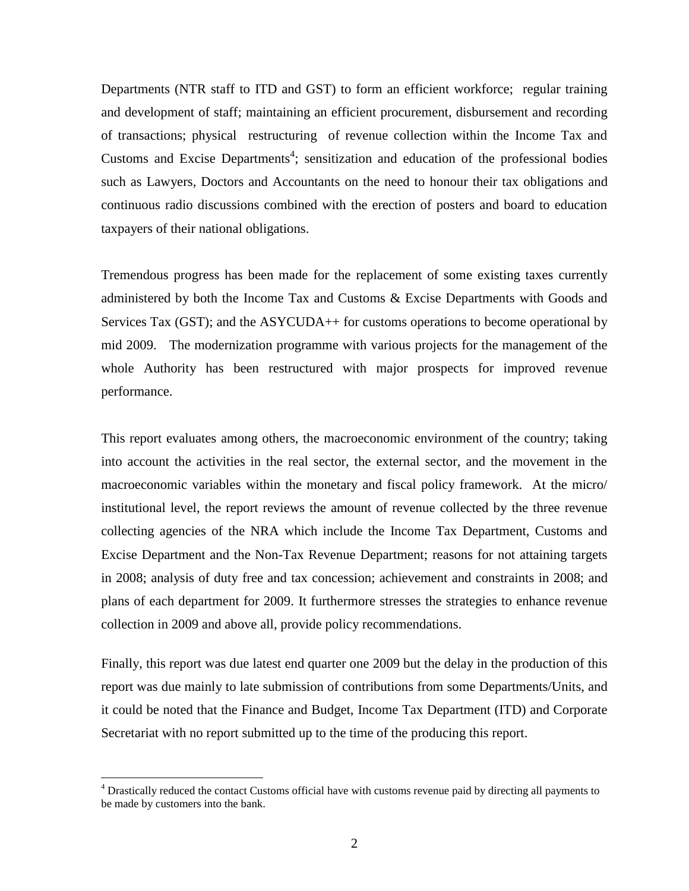Departments (NTR staff to ITD and GST) to form an efficient workforce; regular training and development of staff; maintaining an efficient procurement, disbursement and recording of transactions; physical restructuring of revenue collection within the Income Tax and Customs and Excise Departments[4]; sensitization and education of the professional bodies such as Lawyers, Doctors and Accountants on the need to honour their tax obligations and continuous radio discussions combined with the erection of posters and board to education taxpayers of their national obligations.

Tremendous progress has been made for the replacement of some existing taxes currently administered by both the Income Tax and Customs & Excise Departments with Goods and Services Tax (GST); and the ASYCUDA++ for customs operations to become operational by mid 2009. The modernization programme with various projects for the management of the whole Authority has been restructured with major prospects for improved revenue performance.

This report evaluates among others, the macroeconomic environment of the country; taking into account the activities in the real sector, the external sector, and the movement in the macroeconomic variables within the monetary and fiscal policy framework. At the micro/ institutional level, the report reviews the amount of revenue collected by the three revenue collecting agencies of the NRA which include the Income Tax Department, Customs and Excise Department and the Non-Tax Revenue Department; reasons for not attaining targets in 2008; analysis of duty free and tax concession; achievement and constraints in 2008; and plans of each department for 2009. It furthermore stresses the strategies to enhance revenue collection in 2009 and above all, provide policy recommendations.

Finally, this report was due latest end quarter one 2009 but the delay in the production of this report was due mainly to late submission of contributions from some Departments/Units, and it could be noted that the Finance and Budget, Income Tax Department (ITD) and Corporate Secretariat with no report submitted up to the time of the producing this report.

---

[4] Drastically reduced the contact Customs official have with customs revenue paid by directing all payments to be made by customers into the bank.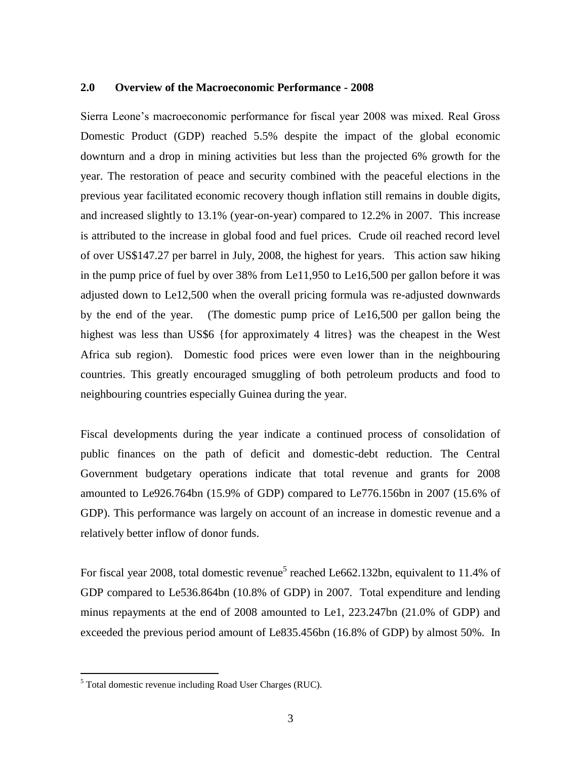## 2.0 Overview of the Macroeconomic Performance - 2008

Sierra Leone's macroeconomic performance for fiscal year 2008 was mixed. Real Gross Domestic Product (GDP) reached 5.5% despite the impact of the global economic downturn and a drop in mining activities but less than the projected 6% growth for the year. The restoration of peace and security combined with the peaceful elections in the previous year facilitated economic recovery though inflation still remains in double digits, and increased slightly to 13.1% (year-on-year) compared to 12.2% in 2007. This increase is attributed to the increase in global food and fuel prices. Crude oil reached record level of over US$147.27 per barrel in July, 2008, the highest for years. This action saw hiking in the pump price of fuel by over 38% from Le11,950 to Le16,500 per gallon before it was adjusted down to Le12,500 when the overall pricing formula was re-adjusted downwards by the end of the year. (The domestic pump price of Le16,500 per gallon being the highest was less than US$6 {for approximately 4 litres} was the cheapest in the West Africa sub region). Domestic food prices were even lower than in the neighbouring countries. This greatly encouraged smuggling of both petroleum products and food to neighbouring countries especially Guinea during the year.

Fiscal developments during the year indicate a continued process of consolidation of public finances on the path of deficit and domestic-debt reduction. The Central Government budgetary operations indicate that total revenue and grants for 2008 amounted to Le926.764bn (15.9% of GDP) compared to Le776.156bn in 2007 (15.6% of GDP). This performance was largely on account of an increase in domestic revenue and a relatively better inflow of donor funds.

For fiscal year 2008, total domestic revenue[5] reached Le662.132bn, equivalent to 11.4% of GDP compared to Le536.864bn (10.8% of GDP) in 2007. Total expenditure and lending minus repayments at the end of 2008 amounted to Le1, 223.247bn (21.0% of GDP) and exceeded the previous period amount of Le835.456bn (16.8% of GDP) by almost 50%. In

[5] Total domestic revenue including Road User Charges (RUC).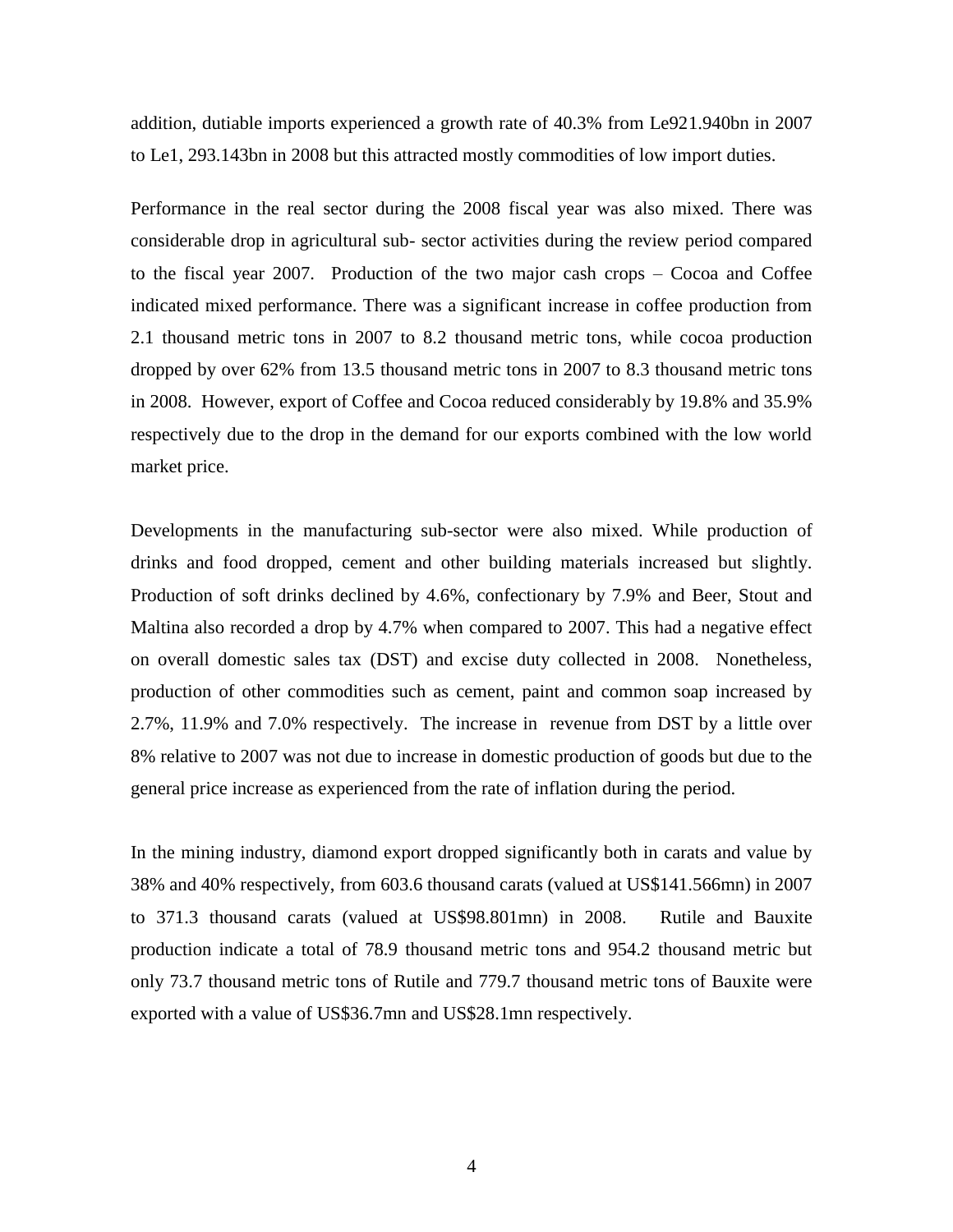addition, dutiable imports experienced a growth rate of 40.3% from Le921.940bn in 2007 to Le1, 293.143bn in 2008 but this attracted mostly commodities of low import duties.

Performance in the real sector during the 2008 fiscal year was also mixed. There was considerable drop in agricultural sub- sector activities during the review period compared to the fiscal year 2007. Production of the two major cash crops – Cocoa and Coffee indicated mixed performance. There was a significant increase in coffee production from 2.1 thousand metric tons in 2007 to 8.2 thousand metric tons, while cocoa production dropped by over 62% from 13.5 thousand metric tons in 2007 to 8.3 thousand metric tons in 2008. However, export of Coffee and Cocoa reduced considerably by 19.8% and 35.9% respectively due to the drop in the demand for our exports combined with the low world market price.

Developments in the manufacturing sub-sector were also mixed. While production of drinks and food dropped, cement and other building materials increased but slightly. Production of soft drinks declined by 4.6%, confectionary by 7.9% and Beer, Stout and Maltina also recorded a drop by 4.7% when compared to 2007. This had a negative effect on overall domestic sales tax (DST) and excise duty collected in 2008. Nonetheless, production of other commodities such as cement, paint and common soap increased by 2.7%, 11.9% and 7.0% respectively. The increase in revenue from DST by a little over 8% relative to 2007 was not due to increase in domestic production of goods but due to the general price increase as experienced from the rate of inflation during the period.

In the mining industry, diamond export dropped significantly both in carats and value by 38% and 40% respectively, from 603.6 thousand carats (valued at US$141.566mn) in 2007 to 371.3 thousand carats (valued at US$98.801mn) in 2008. Rutile and Bauxite production indicate a total of 78.9 thousand metric tons and 954.2 thousand metric but only 73.7 thousand metric tons of Rutile and 779.7 thousand metric tons of Bauxite were exported with a value of US$36.7mn and US$28.1mn respectively.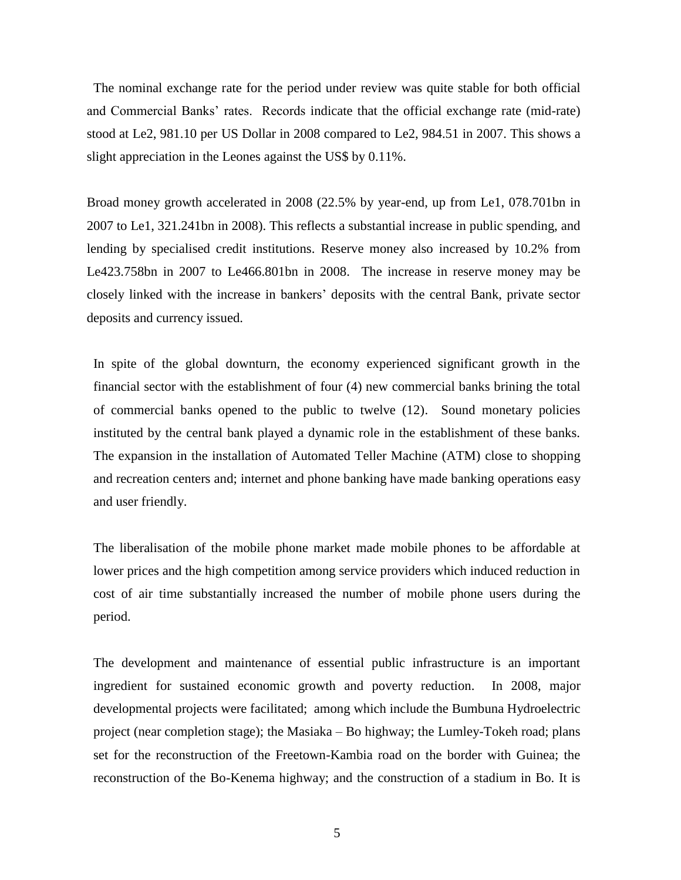The nominal exchange rate for the period under review was quite stable for both official and Commercial Banks' rates. Records indicate that the official exchange rate (mid-rate) stood at Le2, 981.10 per US Dollar in 2008 compared to Le2, 984.51 in 2007. This shows a slight appreciation in the Leones against the US$ by 0.11%.

Broad money growth accelerated in 2008 (22.5% by year-end, up from Le1, 078.701bn in 2007 to Le1, 321.241bn in 2008). This reflects a substantial increase in public spending, and lending by specialised credit institutions. Reserve money also increased by 10.2% from Le423.758bn in 2007 to Le466.801bn in 2008. The increase in reserve money may be closely linked with the increase in bankers' deposits with the central Bank, private sector deposits and currency issued.

In spite of the global downturn, the economy experienced significant growth in the financial sector with the establishment of four (4) new commercial banks brining the total of commercial banks opened to the public to twelve (12). Sound monetary policies instituted by the central bank played a dynamic role in the establishment of these banks. The expansion in the installation of Automated Teller Machine (ATM) close to shopping and recreation centers and; internet and phone banking have made banking operations easy and user friendly.

The liberalisation of the mobile phone market made mobile phones to be affordable at lower prices and the high competition among service providers which induced reduction in cost of air time substantially increased the number of mobile phone users during the period.

The development and maintenance of essential public infrastructure is an important ingredient for sustained economic growth and poverty reduction. In 2008, major developmental projects were facilitated; among which include the Bumbuna Hydroelectric project (near completion stage); the Masiaka – Bo highway; the Lumley-Tokeh road; plans set for the reconstruction of the Freetown-Kambia road on the border with Guinea; the reconstruction of the Bo-Kenema highway; and the construction of a stadium in Bo. It is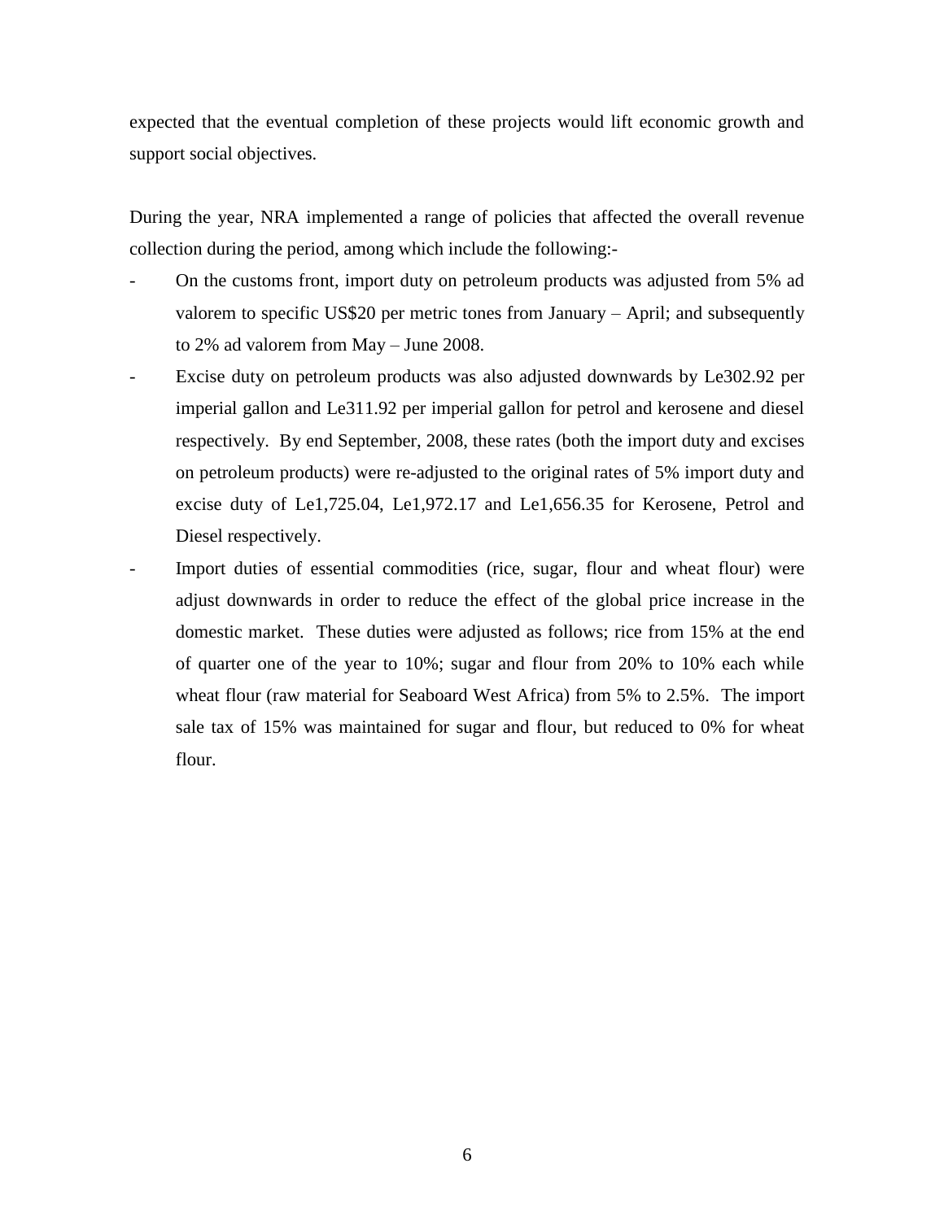expected that the eventual completion of these projects would lift economic growth and support social objectives.

During the year, NRA implemented a range of policies that affected the overall revenue collection during the period, among which include the following:-

- On the customs front, import duty on petroleum products was adjusted from 5% ad valorem to specific US$20 per metric tones from January – April; and subsequently to 2% ad valorem from May – June 2008.
- Excise duty on petroleum products was also adjusted downwards by Le302.92 per imperial gallon and Le311.92 per imperial gallon for petrol and kerosene and diesel respectively. By end September, 2008, these rates (both the import duty and excises on petroleum products) were re-adjusted to the original rates of 5% import duty and excise duty of Le1,725.04, Le1,972.17 and Le1,656.35 for Kerosene, Petrol and Diesel respectively.
- Import duties of essential commodities (rice, sugar, flour and wheat flour) were adjust downwards in order to reduce the effect of the global price increase in the domestic market. These duties were adjusted as follows; rice from 15% at the end of quarter one of the year to 10%; sugar and flour from 20% to 10% each while wheat flour (raw material for Seaboard West Africa) from 5% to 2.5%. The import sale tax of 15% was maintained for sugar and flour, but reduced to 0% for wheat flour.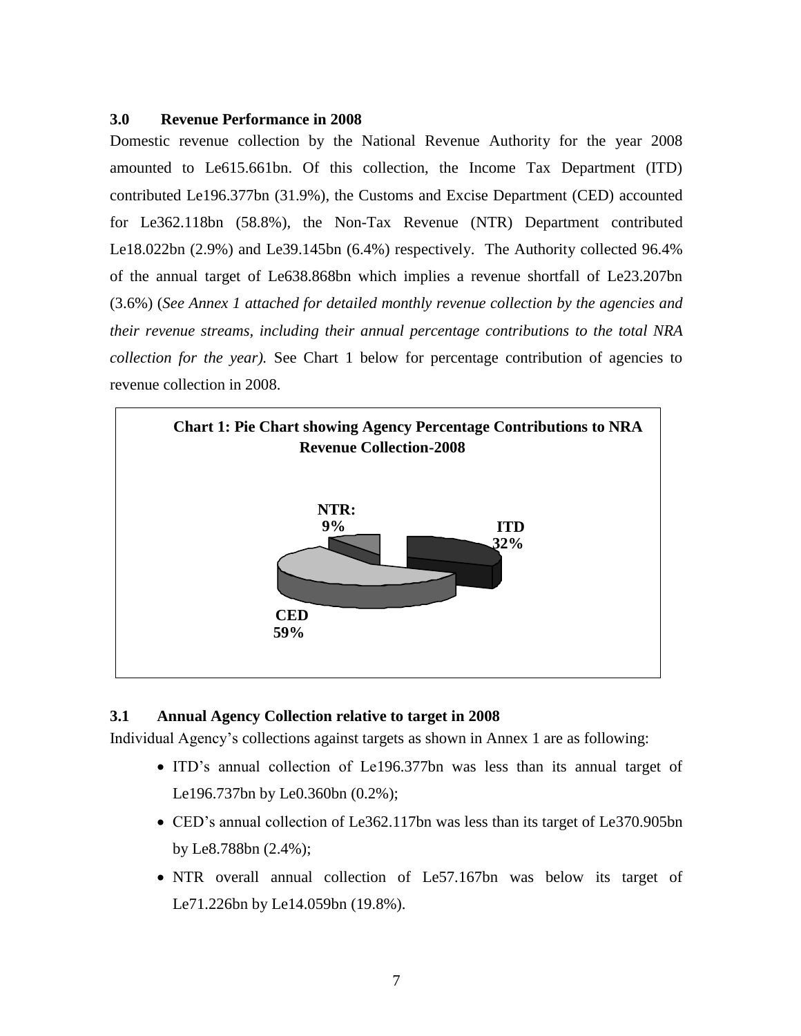### 3.0 Revenue Performance in 2008

Domestic revenue collection by the National Revenue Authority for the year 2008 amounted to Le615.661bn. Of this collection, the Income Tax Department (ITD) contributed Le196.377bn (31.9%), the Customs and Excise Department (CED) accounted for Le362.118bn (58.8%), the Non-Tax Revenue (NTR) Department contributed Le18.022bn (2.9%) and Le39.145bn (6.4%) respectively. The Authority collected 96.4% of the annual target of Le638.868bn which implies a revenue shortfall of Le23.207bn (3.6%) (*See Annex 1 attached for detailed monthly revenue collection by the agencies and their revenue streams, including their annual percentage contributions to the total NRA collection for the year).* See Chart 1 below for percentage contribution of agencies to revenue collection in 2008.

**Chart 1: Pie Chart showing Agency Percentage Contributions to NRA Revenue Collection-2008**

NTR: 9%

ITD 32%

CED 59%

### 3.1 Annual Agency Collection relative to target in 2008

Individual Agency's collections against targets as shown in Annex 1 are as following:

- ITD's annual collection of Le196.377bn was less than its annual target of Le196.737bn by Le0.360bn (0.2%);
- CED's annual collection of Le362.117bn was less than its target of Le370.905bn by Le8.788bn (2.4%);
- NTR overall annual collection of Le57.167bn was below its target of Le71.226bn by Le14.059bn (19.8%).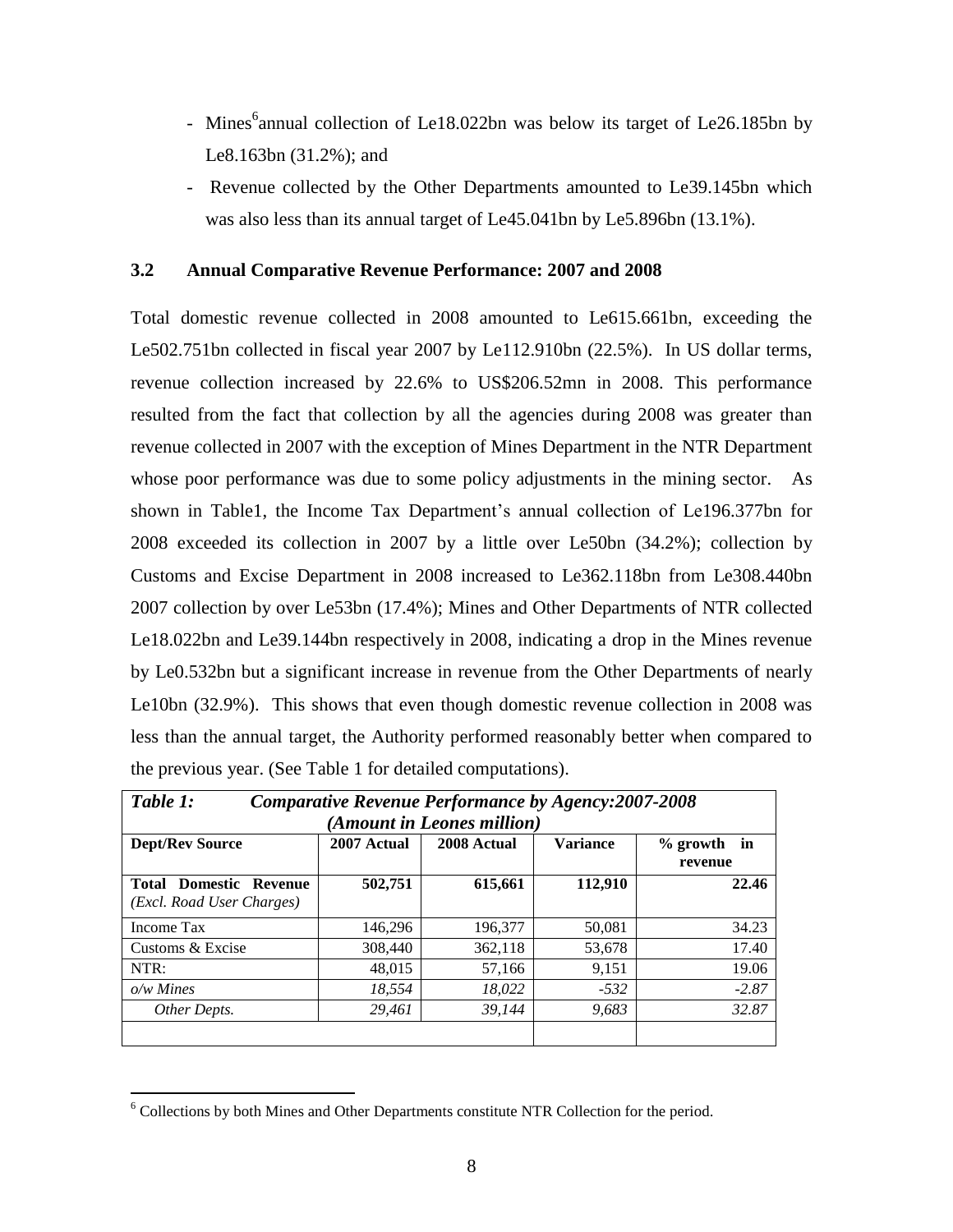- Mines[6] annual collection of Le18.022bn was below its target of Le26.185bn by Le8.163bn (31.2%); and
- Revenue collected by the Other Departments amounted to Le39.145bn which was also less than its annual target of Le45.041bn by Le5.896bn (13.1%).

### 3.2 Annual Comparative Revenue Performance: 2007 and 2008

Total domestic revenue collected in 2008 amounted to Le615.661bn, exceeding the Le502.751bn collected in fiscal year 2007 by Le112.910bn (22.5%). In US dollar terms, revenue collection increased by 22.6% to US$206.52mn in 2008. This performance resulted from the fact that collection by all the agencies during 2008 was greater than revenue collected in 2007 with the exception of Mines Department in the NTR Department whose poor performance was due to some policy adjustments in the mining sector. As shown in Table1, the Income Tax Department's annual collection of Le196.377bn for 2008 exceeded its collection in 2007 by a little over Le50bn (34.2%); collection by Customs and Excise Department in 2008 increased to Le362.118bn from Le308.440bn 2007 collection by over Le53bn (17.4%); Mines and Other Departments of NTR collected Le18.022bn and Le39.144bn respectively in 2008, indicating a drop in the Mines revenue by Le0.532bn but a significant increase in revenue from the Other Departments of nearly Le10bn (32.9%). This shows that even though domestic revenue collection in 2008 was less than the annual target, the Authority performed reasonably better when compared to the previous year. (See Table 1 for detailed computations).

***Table 1: Comparative Revenue Performance by Agency:2007-2008***
***(Amount in Leones million)***

| Dept/Rev Source | 2007 Actual | 2008 Actual | Variance | % growth in revenue |
|---|---|---|---|---|
| **Total Domestic Revenue** *(Excl. Road User Charges)* | **502,751** | **615,661** | **112,910** | **22.46** |
| Income Tax | 146,296 | 196,377 | 50,081 | 34.23 |
| Customs & Excise | 308,440 | 362,118 | 53,678 | 17.40 |
| NTR: | 48,015 | 57,166 | 9,151 | 19.06 |
| *o/w Mines* | *18,554* | *18,022* | *-532* | *-2.87* |
| *Other Depts.* | *29,461* | *39,144* | *9,683* | *32.87* |
| | | | | |

[6] Collections by both Mines and Other Departments constitute NTR Collection for the period.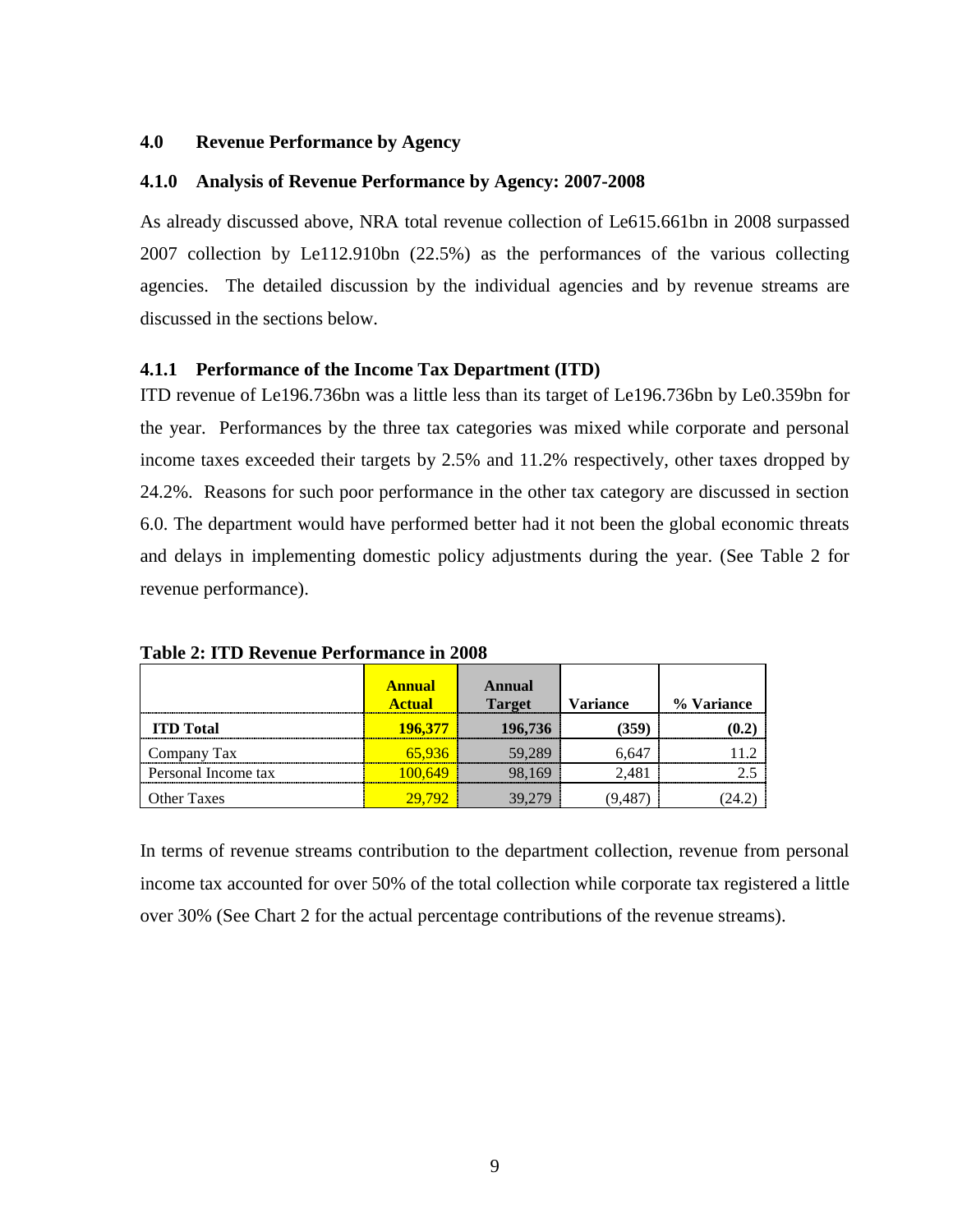## 4.0 Revenue Performance by Agency

### 4.1.0 Analysis of Revenue Performance by Agency: 2007-2008

As already discussed above, NRA total revenue collection of Le615.661bn in 2008 surpassed 2007 collection by Le112.910bn (22.5%) as the performances of the various collecting agencies. The detailed discussion by the individual agencies and by revenue streams are discussed in the sections below.

### 4.1.1 Performance of the Income Tax Department (ITD)

ITD revenue of Le196.736bn was a little less than its target of Le196.736bn by Le0.359bn for the year. Performances by the three tax categories was mixed while corporate and personal income taxes exceeded their targets by 2.5% and 11.2% respectively, other taxes dropped by 24.2%. Reasons for such poor performance in the other tax category are discussed in section 6.0. The department would have performed better had it not been the global economic threats and delays in implementing domestic policy adjustments during the year. (See Table 2 for revenue performance).

**Table 2: ITD Revenue Performance in 2008**

| | Annual Actual | Annual Target | Variance | % Variance |
|---|---|---|---|---|
| **ITD Total** | **196,377** | **196,736** | **(359)** | **(0.2)** |
| Company Tax | 65,936 | 59,289 | 6,647 | 11.2 |
| Personal Income tax | 100,649 | 98,169 | 2,481 | 2.5 |
| Other Taxes | 29,792 | 39,279 | (9,487) | (24.2) |

In terms of revenue streams contribution to the department collection, revenue from personal income tax accounted for over 50% of the total collection while corporate tax registered a little over 30% (See Chart 2 for the actual percentage contributions of the revenue streams).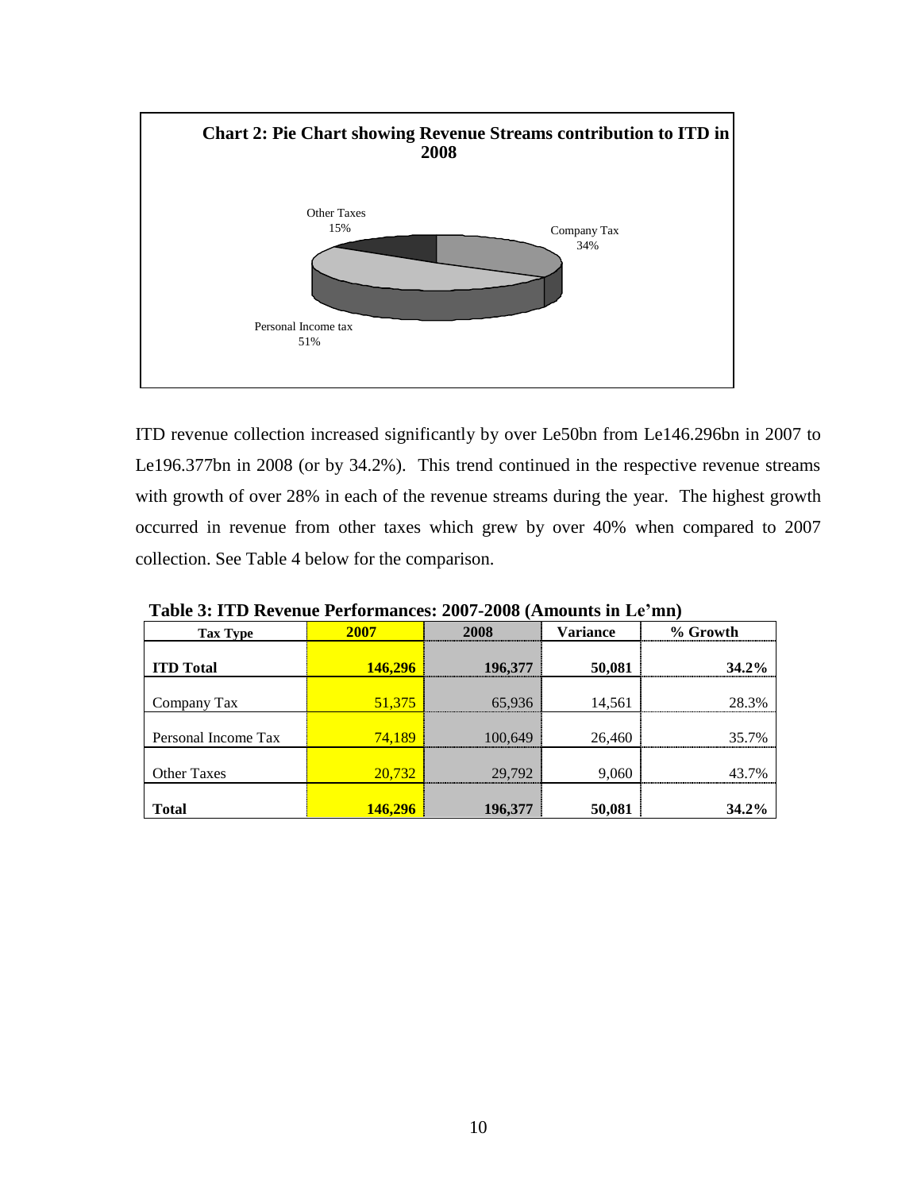**Chart 2: Pie Chart showing Revenue Streams contribution to ITD in 2008**

Other Taxes 15%

Company Tax 34%

Personal Income tax 51%

ITD revenue collection increased significantly by over Le50bn from Le146.296bn in 2007 to Le196.377bn in 2008 (or by 34.2%). This trend continued in the respective revenue streams with growth of over 28% in each of the revenue streams during the year. The highest growth occurred in revenue from other taxes which grew by over 40% when compared to 2007 collection. See Table 4 below for the comparison.

**Table 3: ITD Revenue Performances: 2007-2008 (Amounts in Le'mn)**

| Tax Type | 2007 | 2008 | Variance | % Growth |
|---|---|---|---|---|
| **ITD Total** | **146,296** | **196,377** | **50,081** | **34.2%** |
| Company Tax | 51,375 | 65,936 | 14,561 | 28.3% |
| Personal Income Tax | 74,189 | 100,649 | 26,460 | 35.7% |
| Other Taxes | 20,732 | 29,792 | 9,060 | 43.7% |
| **Total** | **146,296** | **196,377** | **50,081** | **34.2%** |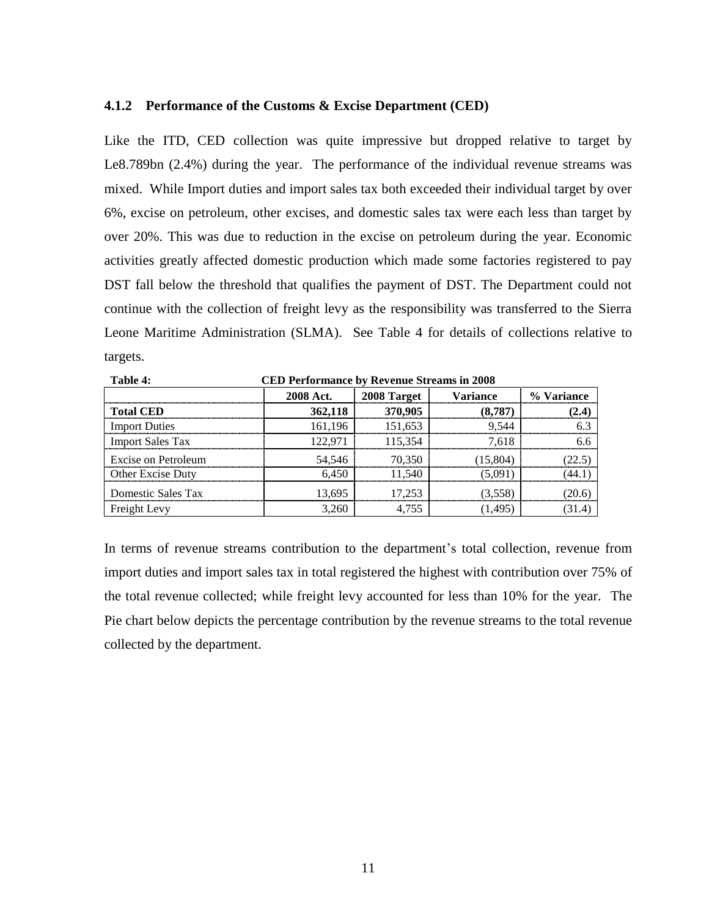### 4.1.2 Performance of the Customs & Excise Department (CED)

Like the ITD, CED collection was quite impressive but dropped relative to target by Le8.789bn (2.4%) during the year. The performance of the individual revenue streams was mixed. While Import duties and import sales tax both exceeded their individual target by over 6%, excise on petroleum, other excises, and domestic sales tax were each less than target by over 20%. This was due to reduction in the excise on petroleum during the year. Economic activities greatly affected domestic production which made some factories registered to pay DST fall below the threshold that qualifies the payment of DST. The Department could not continue with the collection of freight levy as the responsibility was transferred to the Sierra Leone Maritime Administration (SLMA). See Table 4 for details of collections relative to targets.

**Table 4: CED Performance by Revenue Streams in 2008**

| | 2008 Act. | 2008 Target | Variance | % Variance |
|---|---|---|---|---|
| **Total CED** | **362,118** | **370,905** | **(8,787)** | **(2.4)** |
| Import Duties | 161,196 | 151,653 | 9,544 | 6.3 |
| Import Sales Tax | 122,971 | 115,354 | 7,618 | 6.6 |
| Excise on Petroleum | 54,546 | 70,350 | (15,804) | (22.5) |
| Other Excise Duty | 6,450 | 11,540 | (5,091) | (44.1) |
| Domestic Sales Tax | 13,695 | 17,253 | (3,558) | (20.6) |
| Freight Levy | 3,260 | 4,755 | (1,495) | (31.4) |

In terms of revenue streams contribution to the department's total collection, revenue from import duties and import sales tax in total registered the highest with contribution over 75% of the total revenue collected; while freight levy accounted for less than 10% for the year. The Pie chart below depicts the percentage contribution by the revenue streams to the total revenue collected by the department.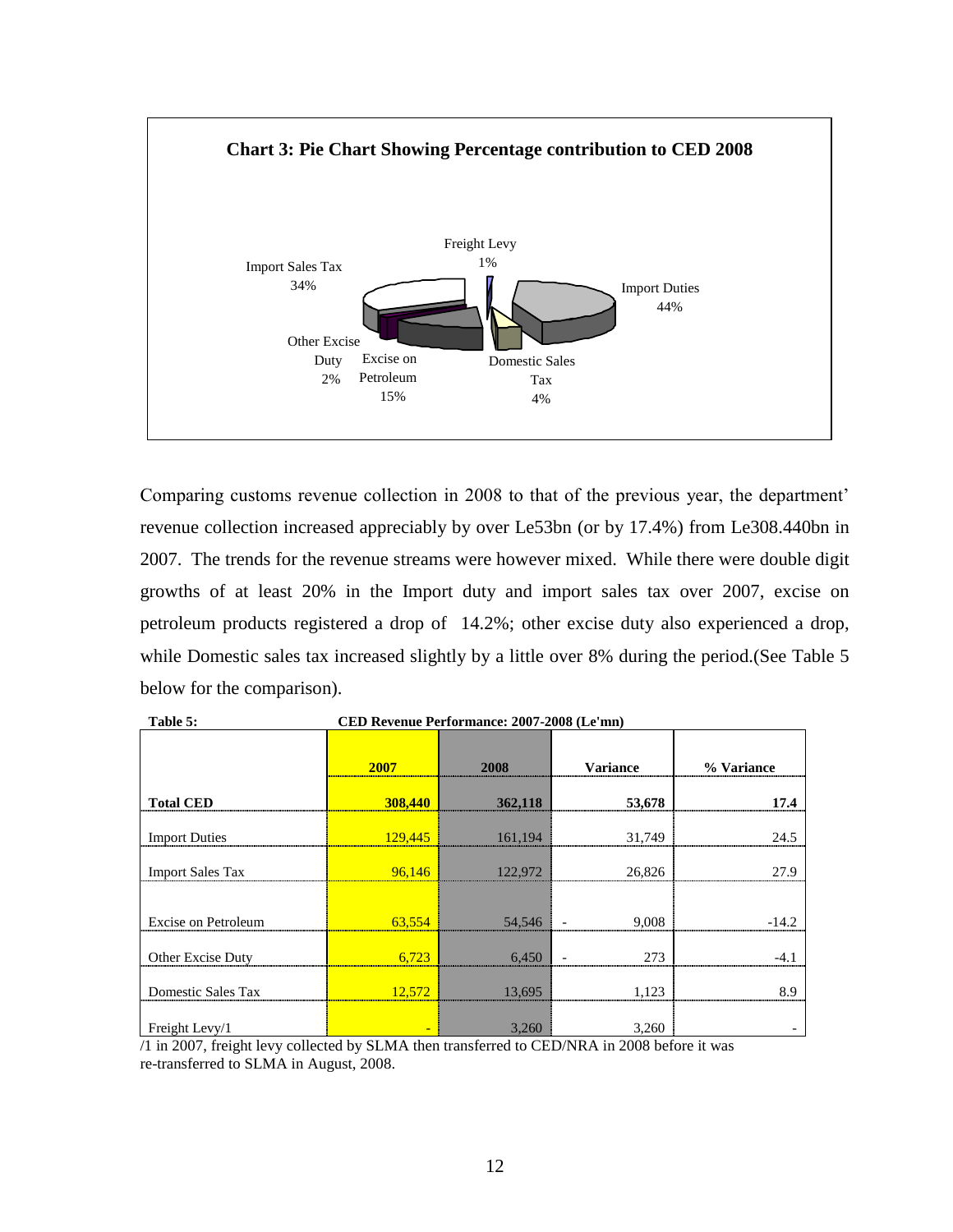**Chart 3: Pie Chart Showing Percentage contribution to CED 2008**

Freight Levy 1%

Import Sales Tax 34%

Import Duties 44%

Other Excise Duty 2%

Excise on Petroleum 15%

Domestic Sales Tax 4%

Comparing customs revenue collection in 2008 to that of the previous year, the department' revenue collection increased appreciably by over Le53bn (or by 17.4%) from Le308.440bn in 2007. The trends for the revenue streams were however mixed. While there were double digit growths of at least 20% in the Import duty and import sales tax over 2007, excise on petroleum products registered a drop of 14.2%; other excise duty also experienced a drop, while Domestic sales tax increased slightly by a little over 8% during the period.(See Table 5 below for the comparison).

**Table 5: CED Revenue Performance: 2007-2008 (Le'mn)**

| | 2007 | 2008 | Variance | % Variance |
|---|---|---|---|---|
| **Total CED** | **308,440** | **362,118** | **53,678** | **17.4** |
| Import Duties | 129,445 | 161,194 | 31,749 | 24.5 |
| Import Sales Tax | 96,146 | 122,972 | 26,826 | 27.9 |
| Excise on Petroleum | 63,554 | 54,546 | - 9,008 | -14.2 |
| Other Excise Duty | 6,723 | 6,450 | - 273 | -4.1 |
| Domestic Sales Tax | 12,572 | 13,695 | 1,123 | 8.9 |
| Freight Levy/1 | - | 3,260 | 3,260 | - |

/1 in 2007, freight levy collected by SLMA then transferred to CED/NRA in 2008 before it was re-transferred to SLMA in August, 2008.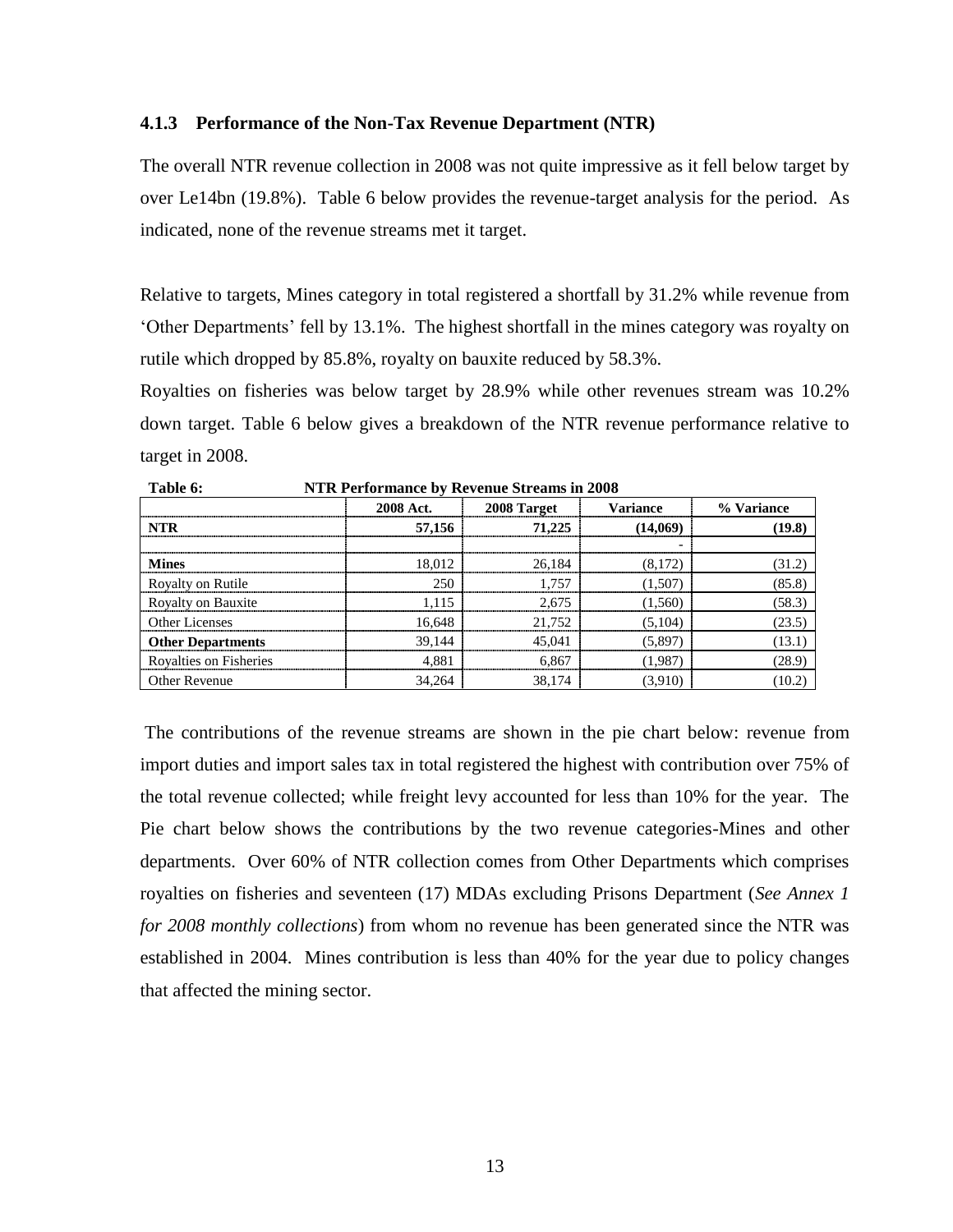### 4.1.3 Performance of the Non-Tax Revenue Department (NTR)

The overall NTR revenue collection in 2008 was not quite impressive as it fell below target by over Le14bn (19.8%). Table 6 below provides the revenue-target analysis for the period. As indicated, none of the revenue streams met it target.

Relative to targets, Mines category in total registered a shortfall by 31.2% while revenue from 'Other Departments' fell by 13.1%. The highest shortfall in the mines category was royalty on rutile which dropped by 85.8%, royalty on bauxite reduced by 58.3%.

Royalties on fisheries was below target by 28.9% while other revenues stream was 10.2% down target. Table 6 below gives a breakdown of the NTR revenue performance relative to target in 2008.

**Table 6: NTR Performance by Revenue Streams in 2008**

| | 2008 Act. | 2008 Target | Variance | % Variance |
|---|---|---|---|---|
| **NTR** | **57,156** | **71,225** | **(14,069)** | **(19.8)** |
| | | | - | |
| **Mines** | 18,012 | 26,184 | (8,172) | (31.2) |
| Royalty on Rutile | 250 | 1,757 | (1,507) | (85.8) |
| Royalty on Bauxite | 1,115 | 2,675 | (1,560) | (58.3) |
| Other Licenses | 16,648 | 21,752 | (5,104) | (23.5) |
| **Other Departments** | 39,144 | 45,041 | (5,897) | (13.1) |
| Royalties on Fisheries | 4,881 | 6,867 | (1,987) | (28.9) |
| Other Revenue | 34,264 | 38,174 | (3,910) | (10.2) |

The contributions of the revenue streams are shown in the pie chart below: revenue from import duties and import sales tax in total registered the highest with contribution over 75% of the total revenue collected; while freight levy accounted for less than 10% for the year. The Pie chart below shows the contributions by the two revenue categories-Mines and other departments. Over 60% of NTR collection comes from Other Departments which comprises royalties on fisheries and seventeen (17) MDAs excluding Prisons Department (*See Annex 1 for 2008 monthly collections*) from whom no revenue has been generated since the NTR was established in 2004. Mines contribution is less than 40% for the year due to policy changes that affected the mining sector.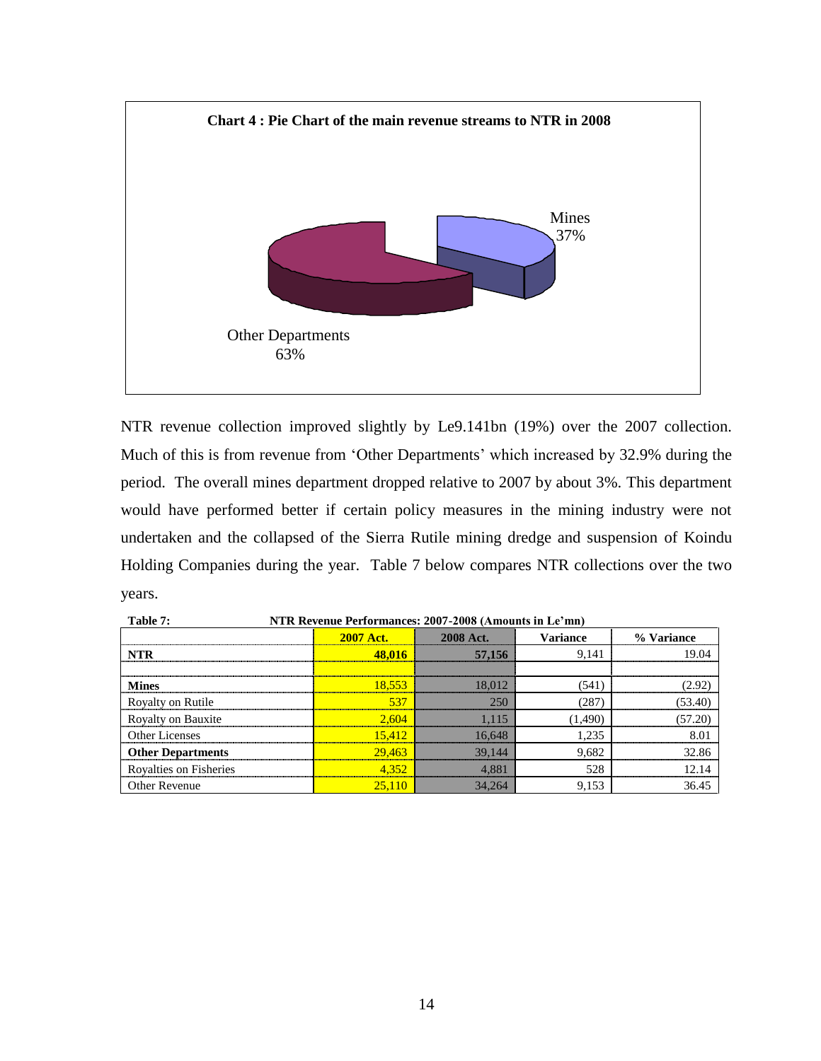**Chart 4 : Pie Chart of the main revenue streams to NTR in 2008**

Mines 37%

Other Departments 63%

NTR revenue collection improved slightly by Le9.141bn (19%) over the 2007 collection. Much of this is from revenue from 'Other Departments' which increased by 32.9% during the period. The overall mines department dropped relative to 2007 by about 3%. This department would have performed better if certain policy measures in the mining industry were not undertaken and the collapsed of the Sierra Rutile mining dredge and suspension of Koindu Holding Companies during the year. Table 7 below compares NTR collections over the two years.

**Table 7: NTR Revenue Performances: 2007-2008 (Amounts in Le'mn)**

| | 2007 Act. | 2008 Act. | Variance | % Variance |
|---|---|---|---|---|
| **NTR** | **48,016** | **57,156** | 9,141 | 19.04 |
| | | | | |
| **Mines** | 18,553 | 18,012 | (541) | (2.92) |
| Royalty on Rutile | 537 | 250 | (287) | (53.40) |
| Royalty on Bauxite | 2,604 | 1,115 | (1,490) | (57.20) |
| Other Licenses | 15,412 | 16,648 | 1,235 | 8.01 |
| **Other Departments** | 29,463 | 39,144 | 9,682 | 32.86 |
| Royalties on Fisheries | 4,352 | 4,881 | 528 | 12.14 |
| Other Revenue | 25,110 | 34,264 | 9,153 | 36.45 |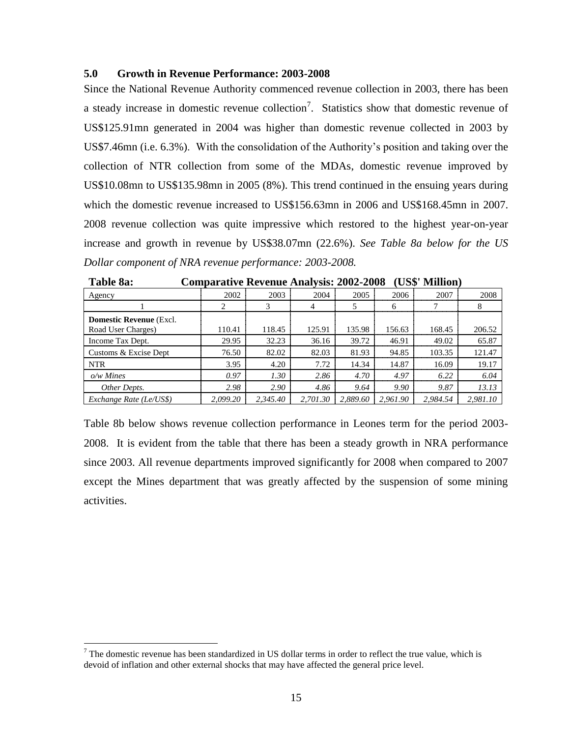### 5.0 Growth in Revenue Performance: 2003-2008

Since the National Revenue Authority commenced revenue collection in 2003, there has been a steady increase in domestic revenue collection[7]. Statistics show that domestic revenue of US$125.91mn generated in 2004 was higher than domestic revenue collected in 2003 by US$7.46mn (i.e. 6.3%). With the consolidation of the Authority's position and taking over the collection of NTR collection from some of the MDAs, domestic revenue improved by US$10.08mn to US$135.98mn in 2005 (8%). This trend continued in the ensuing years during which the domestic revenue increased to US$156.63mn in 2006 and US$168.45mn in 2007. 2008 revenue collection was quite impressive which restored to the highest year-on-year increase and growth in revenue by US$38.07mn (22.6%). *See Table 8a below for the US Dollar component of NRA revenue performance: 2003-2008.*

**Table 8a: Comparative Revenue Analysis: 2002-2008 (US$' Million)**

| Agency | 2002 | 2003 | 2004 | 2005 | 2006 | 2007 | 2008 |
|---|---|---|---|---|---|---|---|
| 1 | 2 | 3 | 4 | 5 | 6 | 7 | 8 |
| **Domestic Revenue** (Excl. Road User Charges) | 110.41 | 118.45 | 125.91 | 135.98 | 156.63 | 168.45 | 206.52 |
| Income Tax Dept. | 29.95 | 32.23 | 36.16 | 39.72 | 46.91 | 49.02 | 65.87 |
| Customs & Excise Dept | 76.50 | 82.02 | 82.03 | 81.93 | 94.85 | 103.35 | 121.47 |
| NTR | 3.95 | 4.20 | 7.72 | 14.34 | 14.87 | 16.09 | 19.17 |
| *o/w Mines* | *0.97* | *1.30* | *2.86* | *4.70* | *4.97* | *6.22* | *6.04* |
| *Other Depts.* | *2.98* | *2.90* | *4.86* | *9.64* | *9.90* | *9.87* | *13.13* |
| *Exchange Rate (Le/US$)* | *2,099.20* | *2,345.40* | *2,701.30* | *2,889.60* | *2,961.90* | *2,984.54* | *2,981.10* |

Table 8b below shows revenue collection performance in Leones term for the period 2003-2008. It is evident from the table that there has been a steady growth in NRA performance since 2003. All revenue departments improved significantly for 2008 when compared to 2007 except the Mines department that was greatly affected by the suspension of some mining activities.

[7] The domestic revenue has been standardized in US dollar terms in order to reflect the true value, which is devoid of inflation and other external shocks that may have affected the general price level.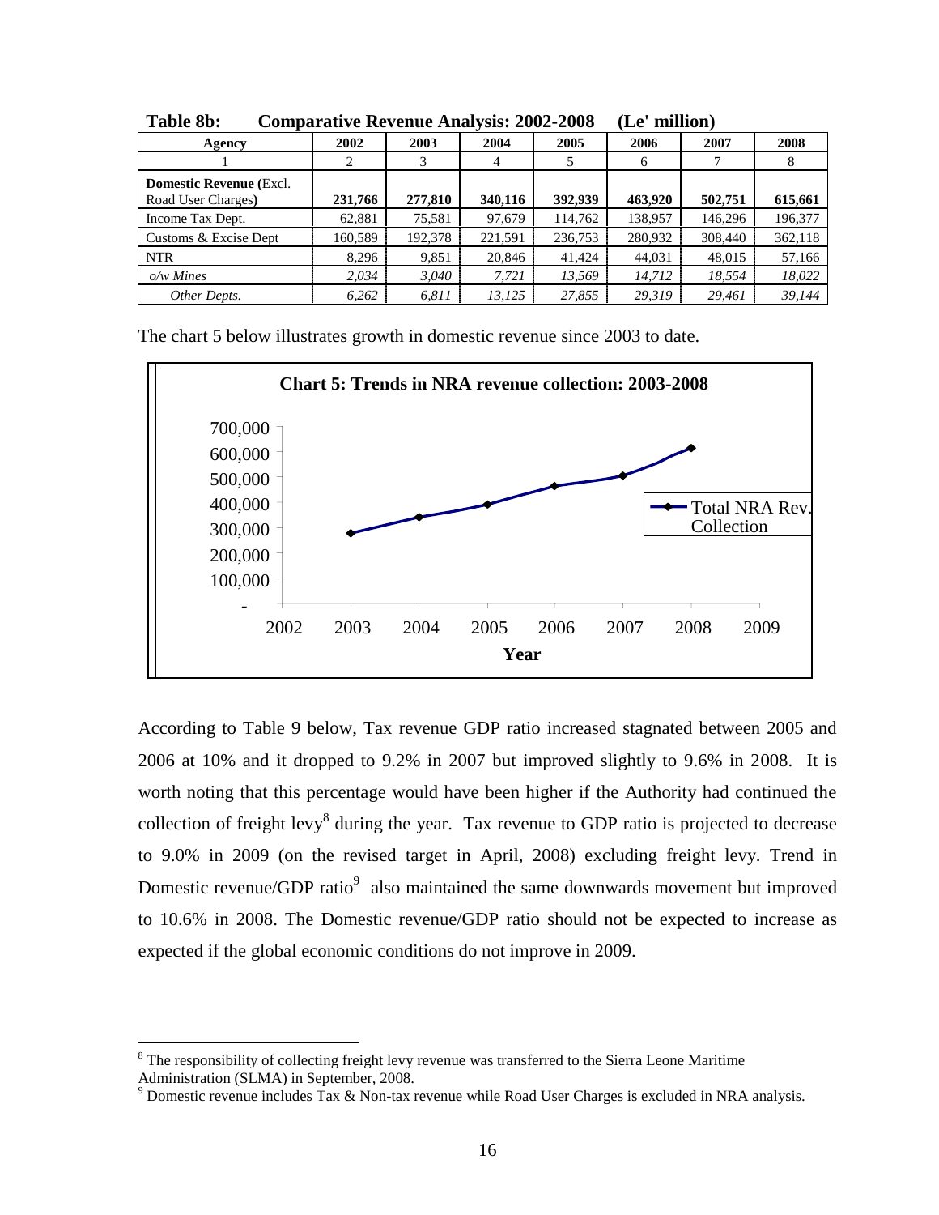**Table 8b: Comparative Revenue Analysis: 2002-2008 (Le' million)**

| Agency | 2002 | 2003 | 2004 | 2005 | 2006 | 2007 | 2008 |
|---|---|---|---|---|---|---|---|
| 1 | 2 | 3 | 4 | 5 | 6 | 7 | 8 |
| **Domestic Revenue** (Excl. Road User Charges) | **231,766** | **277,810** | **340,116** | **392,939** | **463,920** | **502,751** | **615,661** |
| Income Tax Dept. | 62,881 | 75,581 | 97,679 | 114,762 | 138,957 | 146,296 | 196,377 |
| Customs & Excise Dept | 160,589 | 192,378 | 221,591 | 236,753 | 280,932 | 308,440 | 362,118 |
| NTR | 8,296 | 9,851 | 20,846 | 41,424 | 44,031 | 48,015 | 57,166 |
| *o/w Mines* | *2,034* | *3,040* | *7,721* | *13,569* | *14,712* | *18,554* | *18,022* |
| *Other Depts.* | *6,262* | *6,811* | *13,125* | *27,855* | *29,319* | *29,461* | *39,144* |

The chart 5 below illustrates growth in domestic revenue since 2003 to date.

**Chart 5: Trends in NRA revenue collection: 2003-2008**

According to Table 9 below, Tax revenue GDP ratio increased stagnated between 2005 and 2006 at 10% and it dropped to 9.2% in 2007 but improved slightly to 9.6% in 2008. It is worth noting that this percentage would have been higher if the Authority had continued the collection of freight levy[8] during the year. Tax revenue to GDP ratio is projected to decrease to 9.0% in 2009 (on the revised target in April, 2008) excluding freight levy. Trend in Domestic revenue/GDP ratio[9] also maintained the same downwards movement but improved to 10.6% in 2008. The Domestic revenue/GDP ratio should not be expected to increase as expected if the global economic conditions do not improve in 2009.

[8] The responsibility of collecting freight levy revenue was transferred to the Sierra Leone Maritime Administration (SLMA) in September, 2008.

[9] Domestic revenue includes Tax & Non-tax revenue while Road User Charges is excluded in NRA analysis.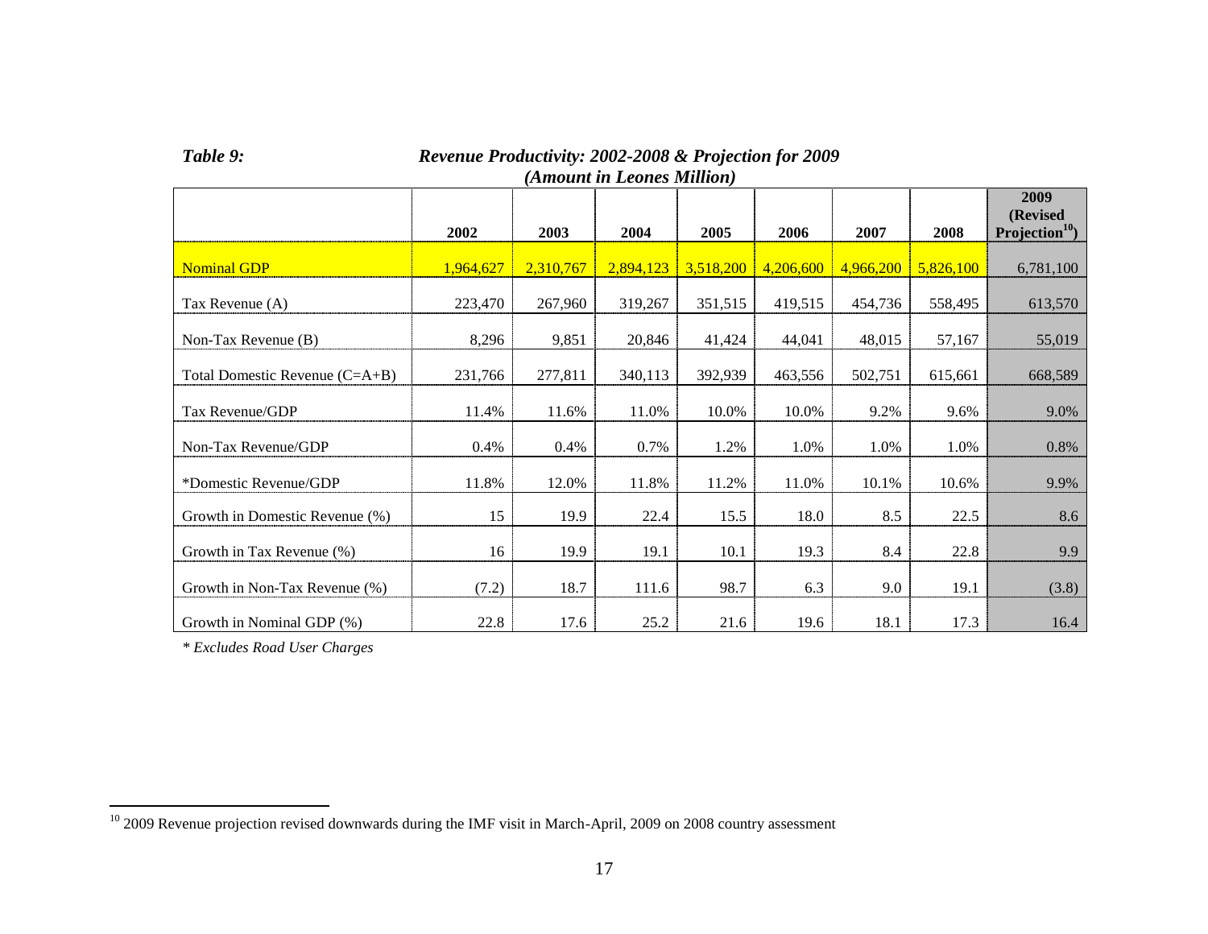*Table 9: Revenue Productivity: 2002-2008 & Projection for 2009*
*(Amount in Leones Million)*

| | 2002 | 2003 | 2004 | 2005 | 2006 | 2007 | 2008 | 2009 (Revised Projection[10]) |
|---|---|---|---|---|---|---|---|---|
| Nominal GDP | 1,964,627 | 2,310,767 | 2,894,123 | 3,518,200 | 4,206,600 | 4,966,200 | 5,826,100 | 6,781,100 |
| Tax Revenue (A) | 223,470 | 267,960 | 319,267 | 351,515 | 419,515 | 454,736 | 558,495 | 613,570 |
| Non-Tax Revenue (B) | 8,296 | 9,851 | 20,846 | 41,424 | 44,041 | 48,015 | 57,167 | 55,019 |
| Total Domestic Revenue (C=A+B) | 231,766 | 277,811 | 340,113 | 392,939 | 463,556 | 502,751 | 615,661 | 668,589 |
| Tax Revenue/GDP | 11.4% | 11.6% | 11.0% | 10.0% | 10.0% | 9.2% | 9.6% | 9.0% |
| Non-Tax Revenue/GDP | 0.4% | 0.4% | 0.7% | 1.2% | 1.0% | 1.0% | 1.0% | 0.8% |
| *Domestic Revenue/GDP | 11.8% | 12.0% | 11.8% | 11.2% | 11.0% | 10.1% | 10.6% | 9.9% |
| Growth in Domestic Revenue (%) | 15 | 19.9 | 22.4 | 15.5 | 18.0 | 8.5 | 22.5 | 8.6 |
| Growth in Tax Revenue (%) | 16 | 19.9 | 19.1 | 10.1 | 19.3 | 8.4 | 22.8 | 9.9 |
| Growth in Non-Tax Revenue (%) | (7.2) | 18.7 | 111.6 | 98.7 | 6.3 | 9.0 | 19.1 | (3.8) |
| Growth in Nominal GDP (%) | 22.8 | 17.6 | 25.2 | 21.6 | 19.6 | 18.1 | 17.3 | 16.4 |

*\* Excludes Road User Charges*

[10] 2009 Revenue projection revised downwards during the IMF visit in March-April, 2009 on 2008 country assessment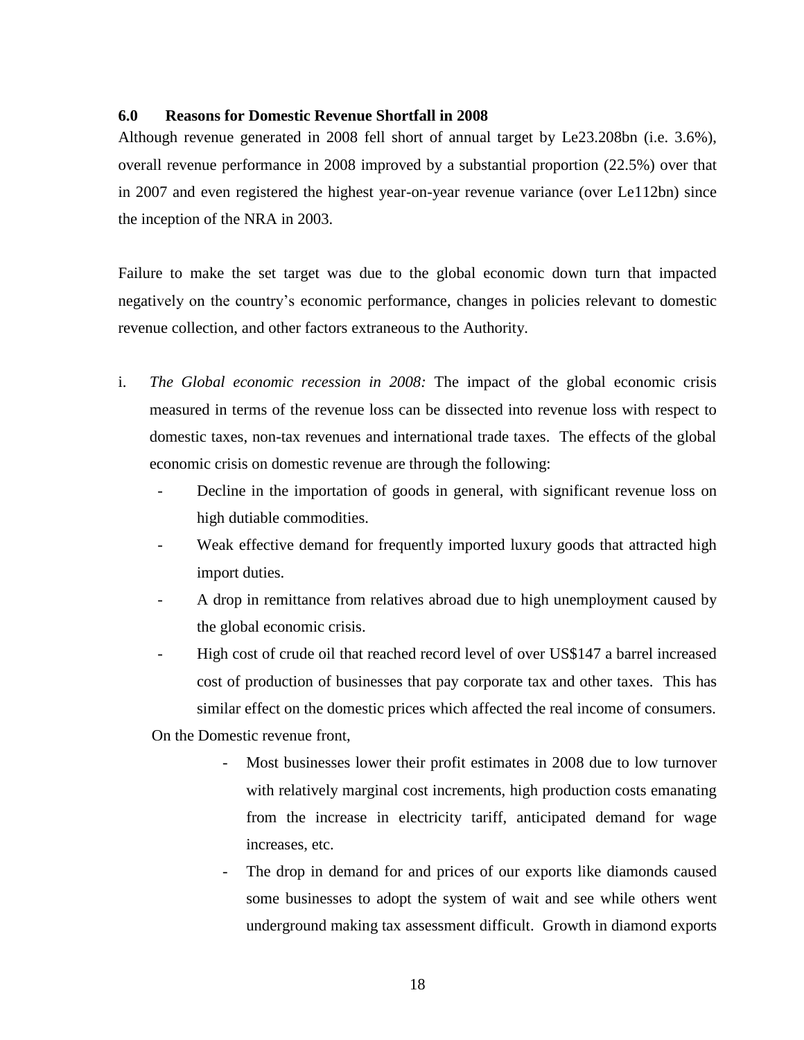### 6.0 Reasons for Domestic Revenue Shortfall in 2008

Although revenue generated in 2008 fell short of annual target by Le23.208bn (i.e. 3.6%), overall revenue performance in 2008 improved by a substantial proportion (22.5%) over that in 2007 and even registered the highest year-on-year revenue variance (over Le112bn) since the inception of the NRA in 2003.

Failure to make the set target was due to the global economic down turn that impacted negatively on the country's economic performance, changes in policies relevant to domestic revenue collection, and other factors extraneous to the Authority.

i. *The Global economic recession in 2008:* The impact of the global economic crisis measured in terms of the revenue loss can be dissected into revenue loss with respect to domestic taxes, non-tax revenues and international trade taxes. The effects of the global economic crisis on domestic revenue are through the following:
   - Decline in the importation of goods in general, with significant revenue loss on high dutiable commodities.
   - Weak effective demand for frequently imported luxury goods that attracted high import duties.
   - A drop in remittance from relatives abroad due to high unemployment caused by the global economic crisis.
   - High cost of crude oil that reached record level of over US$147 a barrel increased cost of production of businesses that pay corporate tax and other taxes. This has similar effect on the domestic prices which affected the real income of consumers.

   On the Domestic revenue front,
   - Most businesses lower their profit estimates in 2008 due to low turnover with relatively marginal cost increments, high production costs emanating from the increase in electricity tariff, anticipated demand for wage increases, etc.
   - The drop in demand for and prices of our exports like diamonds caused some businesses to adopt the system of wait and see while others went underground making tax assessment difficult. Growth in diamond exports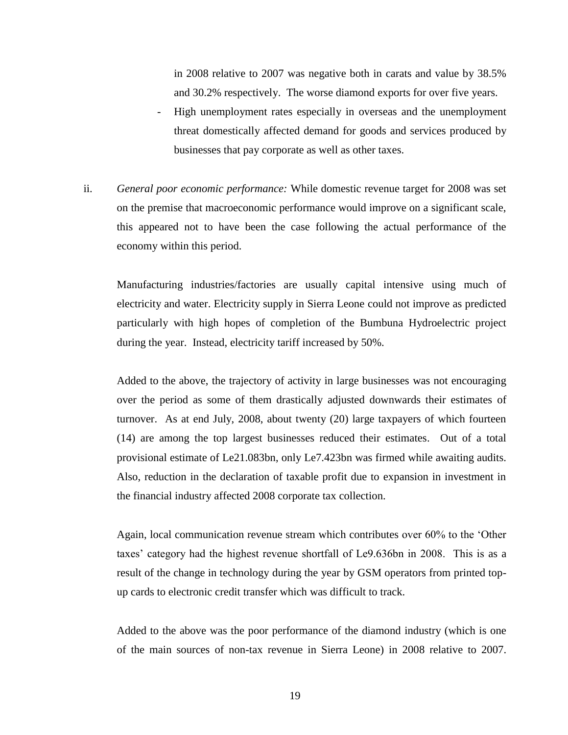in 2008 relative to 2007 was negative both in carats and value by 38.5% and 30.2% respectively. The worse diamond exports for over five years.

- High unemployment rates especially in overseas and the unemployment threat domestically affected demand for goods and services produced by businesses that pay corporate as well as other taxes.

ii. *General poor economic performance:* While domestic revenue target for 2008 was set on the premise that macroeconomic performance would improve on a significant scale, this appeared not to have been the case following the actual performance of the economy within this period.

Manufacturing industries/factories are usually capital intensive using much of electricity and water. Electricity supply in Sierra Leone could not improve as predicted particularly with high hopes of completion of the Bumbuna Hydroelectric project during the year. Instead, electricity tariff increased by 50%.

Added to the above, the trajectory of activity in large businesses was not encouraging over the period as some of them drastically adjusted downwards their estimates of turnover. As at end July, 2008, about twenty (20) large taxpayers of which fourteen (14) are among the top largest businesses reduced their estimates. Out of a total provisional estimate of Le21.083bn, only Le7.423bn was firmed while awaiting audits. Also, reduction in the declaration of taxable profit due to expansion in investment in the financial industry affected 2008 corporate tax collection.

Again, local communication revenue stream which contributes over 60% to the 'Other taxes' category had the highest revenue shortfall of Le9.636bn in 2008. This is as a result of the change in technology during the year by GSM operators from printed top-up cards to electronic credit transfer which was difficult to track.

Added to the above was the poor performance of the diamond industry (which is one of the main sources of non-tax revenue in Sierra Leone) in 2008 relative to 2007.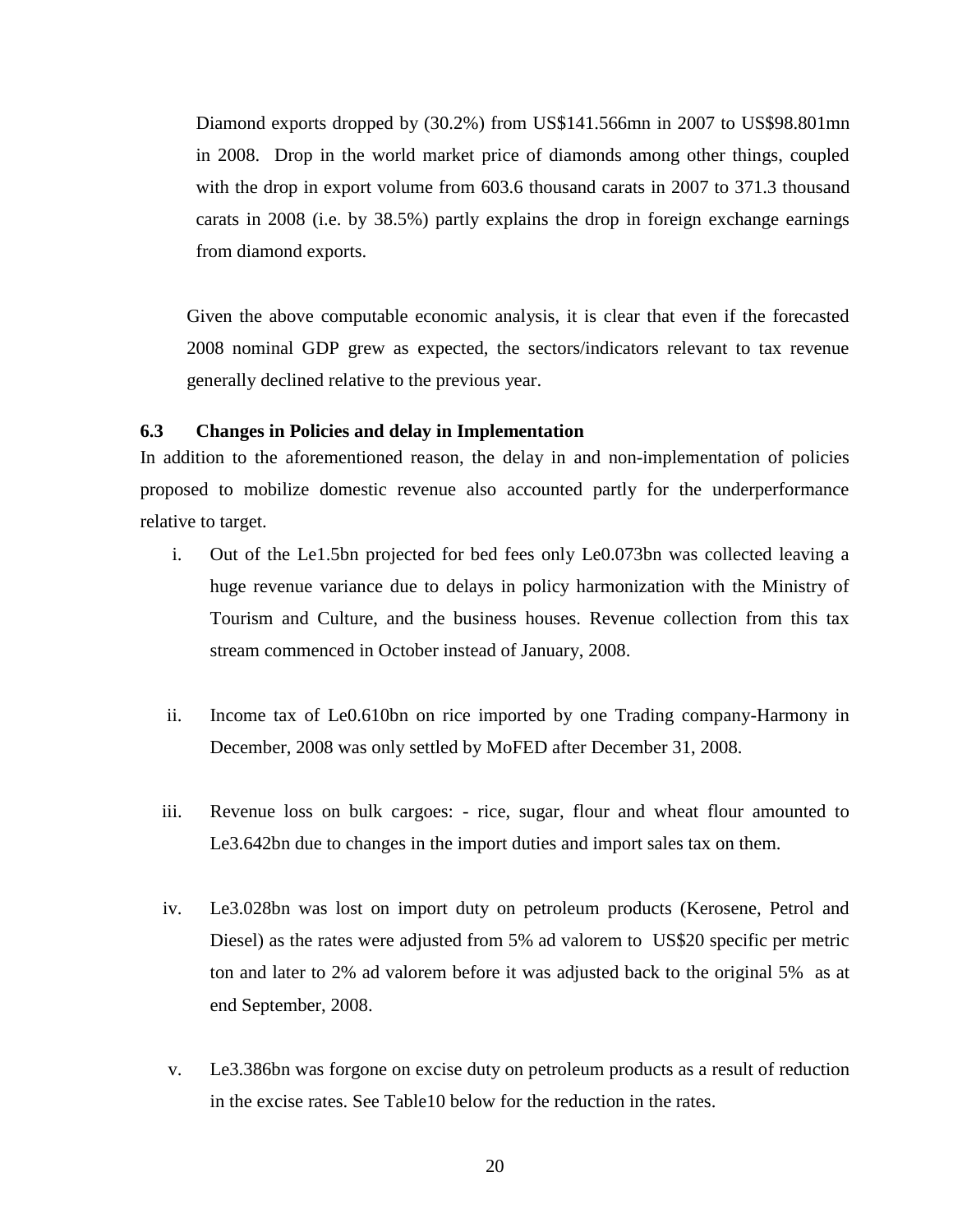Diamond exports dropped by (30.2%) from US$141.566mn in 2007 to US$98.801mn in 2008. Drop in the world market price of diamonds among other things, coupled with the drop in export volume from 603.6 thousand carats in 2007 to 371.3 thousand carats in 2008 (i.e. by 38.5%) partly explains the drop in foreign exchange earnings from diamond exports.

Given the above computable economic analysis, it is clear that even if the forecasted 2008 nominal GDP grew as expected, the sectors/indicators relevant to tax revenue generally declined relative to the previous year.

### 6.3 Changes in Policies and delay in Implementation

In addition to the aforementioned reason, the delay in and non-implementation of policies proposed to mobilize domestic revenue also accounted partly for the underperformance relative to target.

i. Out of the Le1.5bn projected for bed fees only Le0.073bn was collected leaving a huge revenue variance due to delays in policy harmonization with the Ministry of Tourism and Culture, and the business houses. Revenue collection from this tax stream commenced in October instead of January, 2008.

ii. Income tax of Le0.610bn on rice imported by one Trading company-Harmony in December, 2008 was only settled by MoFED after December 31, 2008.

iii. Revenue loss on bulk cargoes: - rice, sugar, flour and wheat flour amounted to Le3.642bn due to changes in the import duties and import sales tax on them.

iv. Le3.028bn was lost on import duty on petroleum products (Kerosene, Petrol and Diesel) as the rates were adjusted from 5% ad valorem to US$20 specific per metric ton and later to 2% ad valorem before it was adjusted back to the original 5% as at end September, 2008.

v. Le3.386bn was forgone on excise duty on petroleum products as a result of reduction in the excise rates. See Table10 below for the reduction in the rates.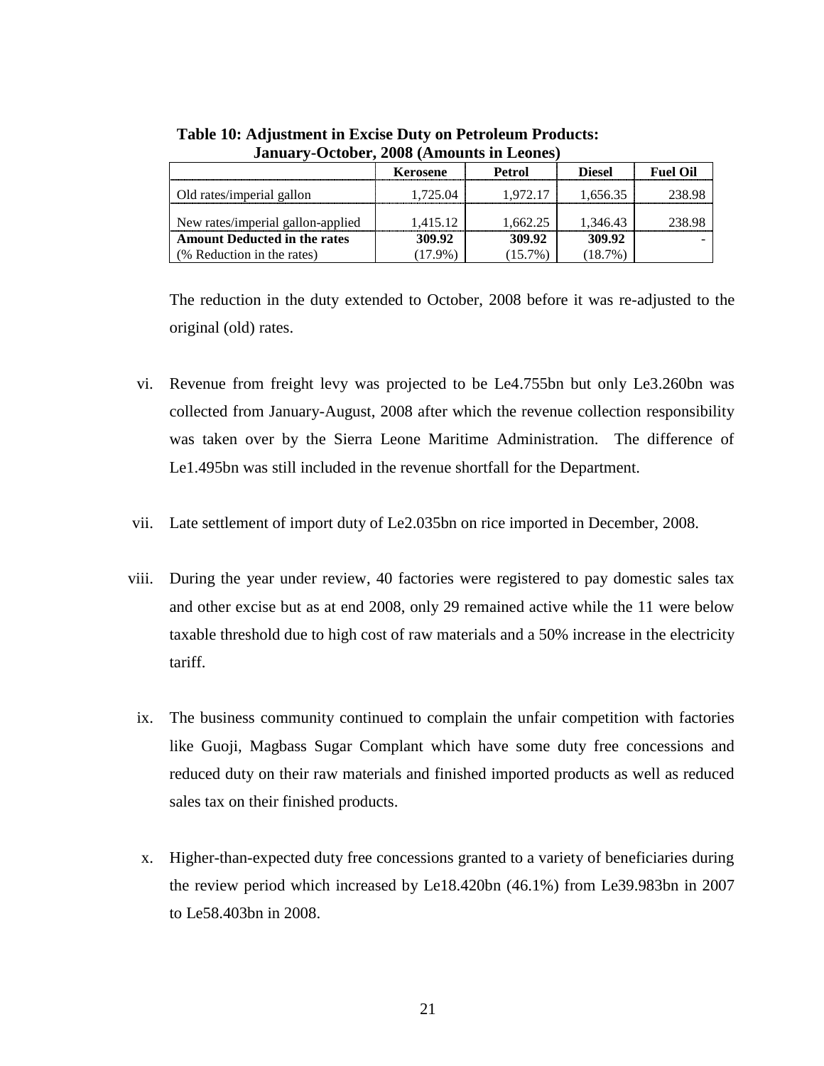**Table 10: Adjustment in Excise Duty on Petroleum Products: January-October, 2008 (Amounts in Leones)**

| | Kerosene | Petrol | Diesel | Fuel Oil |
|---|---|---|---|---|
| Old rates/imperial gallon | 1,725.04 | 1,972.17 | 1,656.35 | 238.98 |
| New rates/imperial gallon-applied | 1,415.12 | 1,662.25 | 1,346.43 | 238.98 |
| **Amount Deducted in the rates** | **309.92** | **309.92** | **309.92** | - |
| (% Reduction in the rates) | (17.9%) | (15.7%) | (18.7%) | |

The reduction in the duty extended to October, 2008 before it was re-adjusted to the original (old) rates.

vi. Revenue from freight levy was projected to be Le4.755bn but only Le3.260bn was collected from January-August, 2008 after which the revenue collection responsibility was taken over by the Sierra Leone Maritime Administration. The difference of Le1.495bn was still included in the revenue shortfall for the Department.

vii. Late settlement of import duty of Le2.035bn on rice imported in December, 2008.

viii. During the year under review, 40 factories were registered to pay domestic sales tax and other excise but as at end 2008, only 29 remained active while the 11 were below taxable threshold due to high cost of raw materials and a 50% increase in the electricity tariff.

ix. The business community continued to complain the unfair competition with factories like Guoji, Magbass Sugar Complant which have some duty free concessions and reduced duty on their raw materials and finished imported products as well as reduced sales tax on their finished products.

x. Higher-than-expected duty free concessions granted to a variety of beneficiaries during the review period which increased by Le18.420bn (46.1%) from Le39.983bn in 2007 to Le58.403bn in 2008.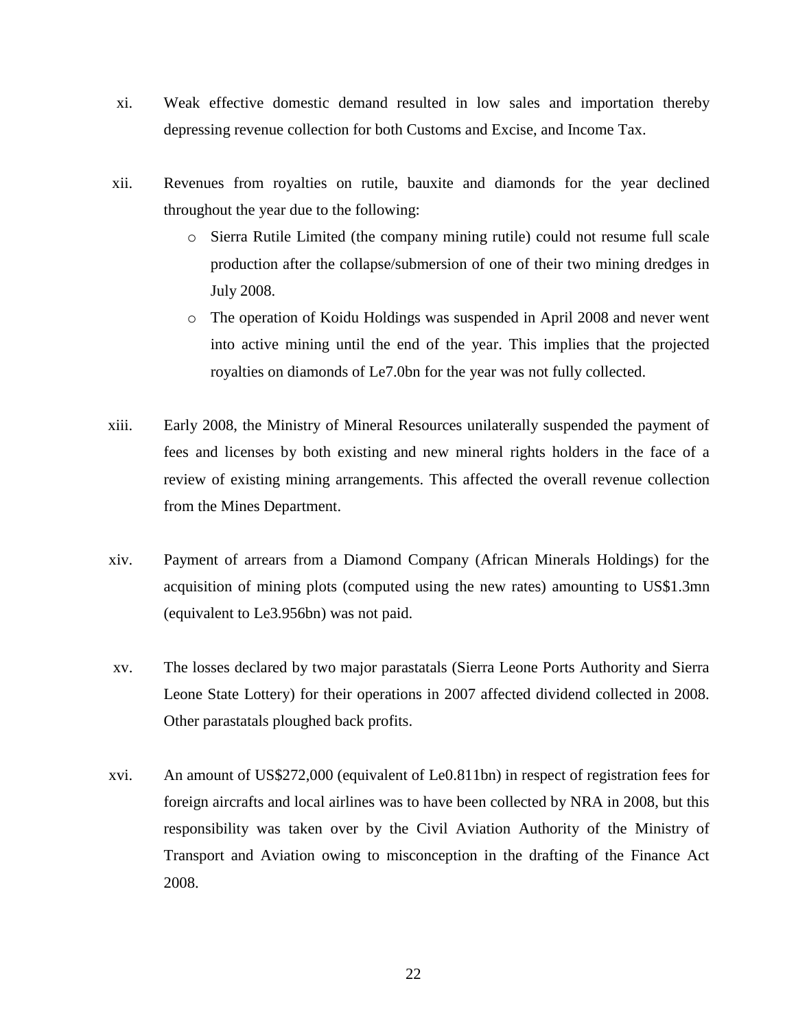xi. Weak effective domestic demand resulted in low sales and importation thereby depressing revenue collection for both Customs and Excise, and Income Tax.

xii. Revenues from royalties on rutile, bauxite and diamonds for the year declined throughout the year due to the following:

   - Sierra Rutile Limited (the company mining rutile) could not resume full scale production after the collapse/submersion of one of their two mining dredges in July 2008.
   - The operation of Koidu Holdings was suspended in April 2008 and never went into active mining until the end of the year. This implies that the projected royalties on diamonds of Le7.0bn for the year was not fully collected.

xiii. Early 2008, the Ministry of Mineral Resources unilaterally suspended the payment of fees and licenses by both existing and new mineral rights holders in the face of a review of existing mining arrangements. This affected the overall revenue collection from the Mines Department.

xiv. Payment of arrears from a Diamond Company (African Minerals Holdings) for the acquisition of mining plots (computed using the new rates) amounting to US$1.3mn (equivalent to Le3.956bn) was not paid.

xv. The losses declared by two major parastatals (Sierra Leone Ports Authority and Sierra Leone State Lottery) for their operations in 2007 affected dividend collected in 2008. Other parastatals ploughed back profits.

xvi. An amount of US$272,000 (equivalent of Le0.811bn) in respect of registration fees for foreign aircrafts and local airlines was to have been collected by NRA in 2008, but this responsibility was taken over by the Civil Aviation Authority of the Ministry of Transport and Aviation owing to misconception in the drafting of the Finance Act 2008.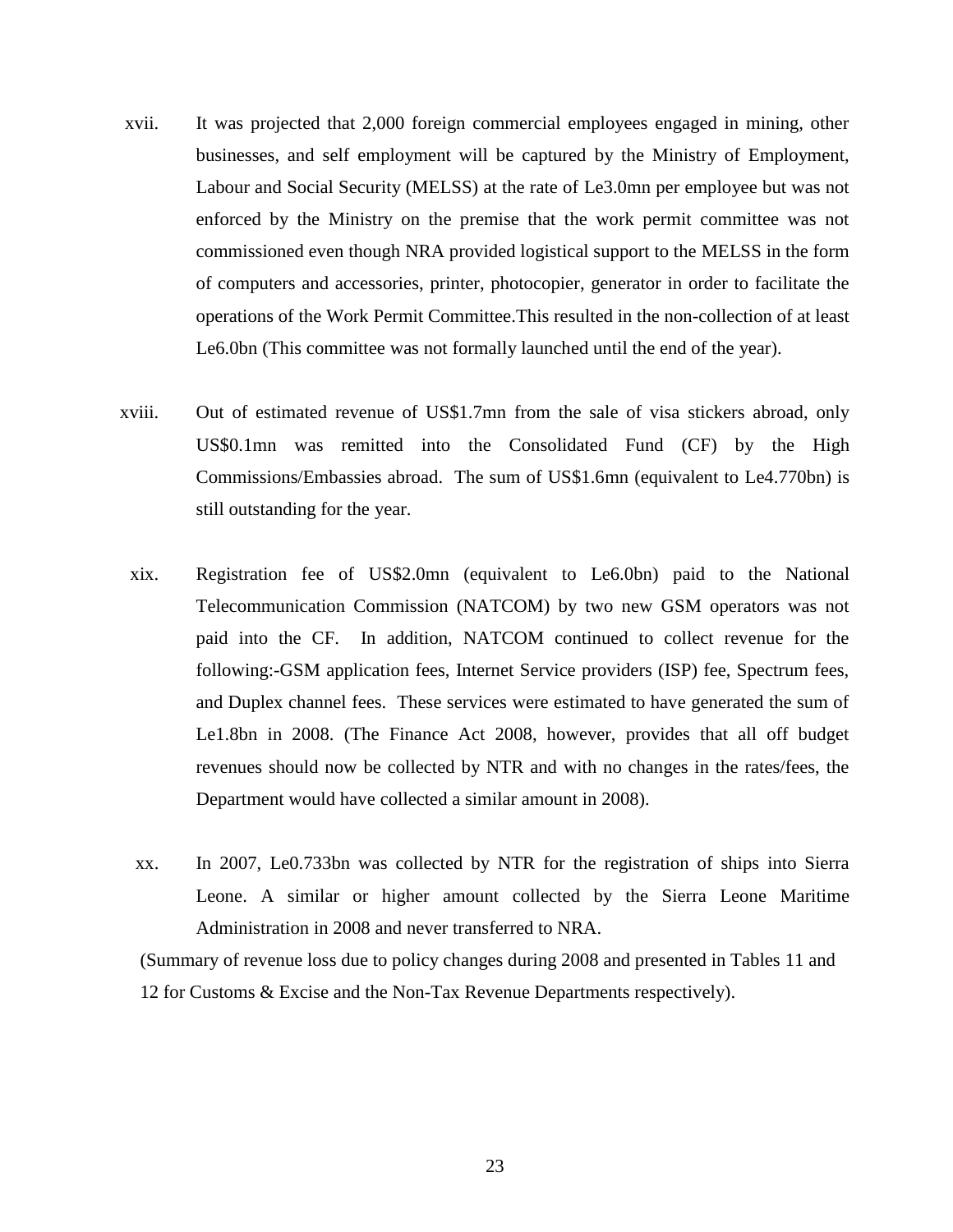xvii. It was projected that 2,000 foreign commercial employees engaged in mining, other businesses, and self employment will be captured by the Ministry of Employment, Labour and Social Security (MELSS) at the rate of Le3.0mn per employee but was not enforced by the Ministry on the premise that the work permit committee was not commissioned even though NRA provided logistical support to the MELSS in the form of computers and accessories, printer, photocopier, generator in order to facilitate the operations of the Work Permit Committee.This resulted in the non-collection of at least Le6.0bn (This committee was not formally launched until the end of the year).

xviii. Out of estimated revenue of US$1.7mn from the sale of visa stickers abroad, only US$0.1mn was remitted into the Consolidated Fund (CF) by the High Commissions/Embassies abroad. The sum of US$1.6mn (equivalent to Le4.770bn) is still outstanding for the year.

xix. Registration fee of US$2.0mn (equivalent to Le6.0bn) paid to the National Telecommunication Commission (NATCOM) by two new GSM operators was not paid into the CF. In addition, NATCOM continued to collect revenue for the following:-GSM application fees, Internet Service providers (ISP) fee, Spectrum fees, and Duplex channel fees. These services were estimated to have generated the sum of Le1.8bn in 2008. (The Finance Act 2008, however, provides that all off budget revenues should now be collected by NTR and with no changes in the rates/fees, the Department would have collected a similar amount in 2008).

xx. In 2007, Le0.733bn was collected by NTR for the registration of ships into Sierra Leone. A similar or higher amount collected by the Sierra Leone Maritime Administration in 2008 and never transferred to NRA.

(Summary of revenue loss due to policy changes during 2008 and presented in Tables 11 and 12 for Customs & Excise and the Non-Tax Revenue Departments respectively).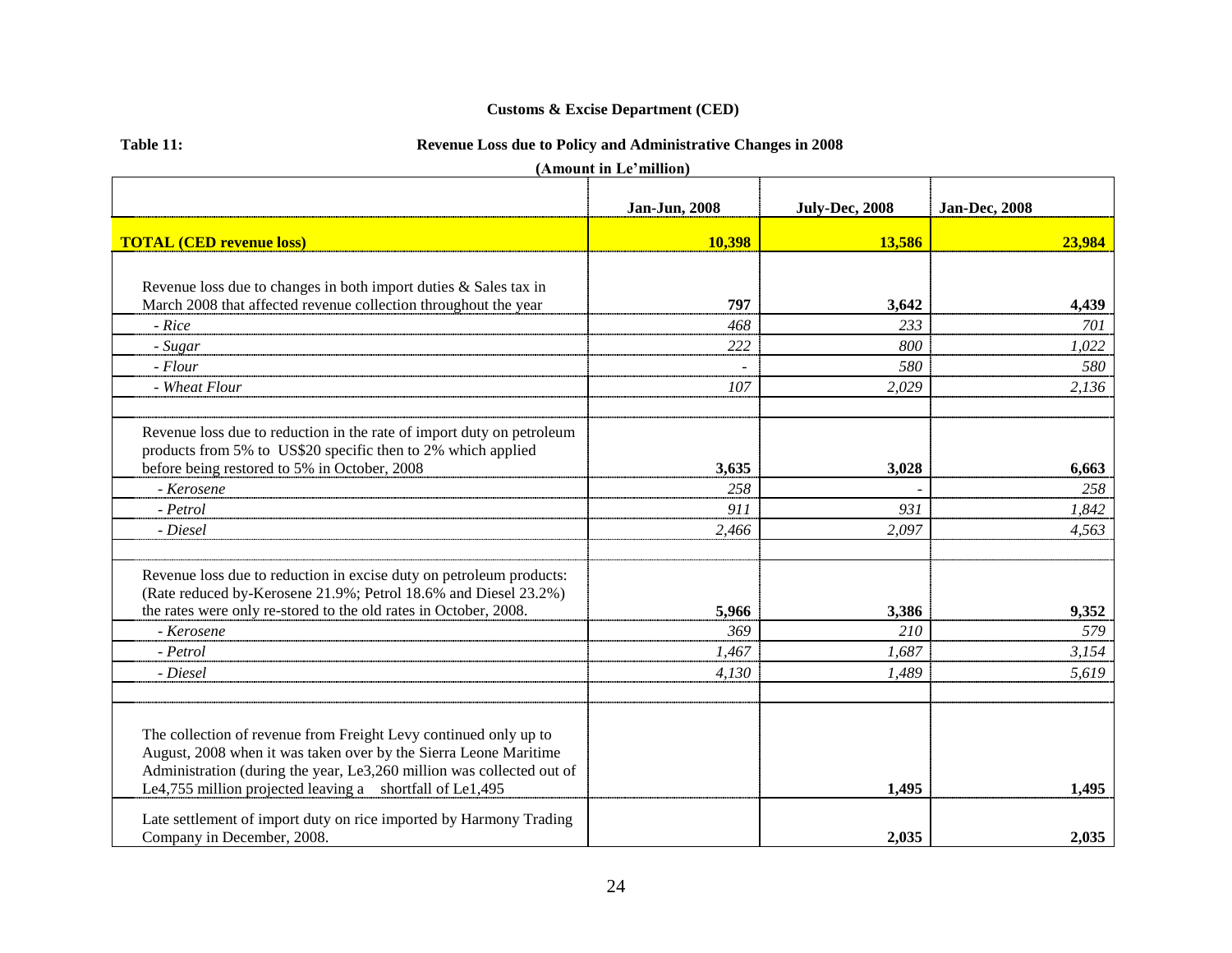**Customs & Excise Department (CED)**

**Table 11:** **Revenue Loss due to Policy and Administrative Changes in 2008**

**(Amount in Le'million)**

| | Jan-Jun, 2008 | July-Dec, 2008 | Jan-Dec, 2008 |
|---|---|---|---|
| **TOTAL (CED revenue loss)** | **10,398** | **13,586** | **23,984** |
| | | | |
| Revenue loss due to changes in both import duties & Sales tax in March 2008 that affected revenue collection throughout the year | **797** | **3,642** | **4,439** |
| *- Rice* | *468* | *233* | *701* |
| *- Sugar* | *222* | *800* | *1,022* |
| *- Flour* | - | *580* | *580* |
| *- Wheat Flour* | *107* | *2,029* | *2,136* |
| | | | |
| Revenue loss due to reduction in the rate of import duty on petroleum products from 5% to US$20 specific then to 2% which applied before being restored to 5% in October, 2008 | **3,635** | **3,028** | **6,663** |
| *- Kerosene* | *258* | - | *258* |
| *- Petrol* | *911* | *931* | *1,842* |
| *- Diesel* | *2,466* | *2,097* | *4,563* |
| | | | |
| Revenue loss due to reduction in excise duty on petroleum products: (Rate reduced by-Kerosene 21.9%; Petrol 18.6% and Diesel 23.2%) the rates were only re-stored to the old rates in October, 2008. | **5,966** | **3,386** | **9,352** |
| *- Kerosene* | *369* | *210* | *579* |
| *- Petrol* | *1,467* | *1,687* | *3,154* |
| *- Diesel* | *4,130* | *1,489* | *5,619* |
| | | | |
| The collection of revenue from Freight Levy continued only up to August, 2008 when it was taken over by the Sierra Leone Maritime Administration (during the year, Le3,260 million was collected out of Le4,755 million projected leaving a shortfall of Le1,495 | | **1,495** | **1,495** |
| Late settlement of import duty on rice imported by Harmony Trading Company in December, 2008. | | **2,035** | **2,035** |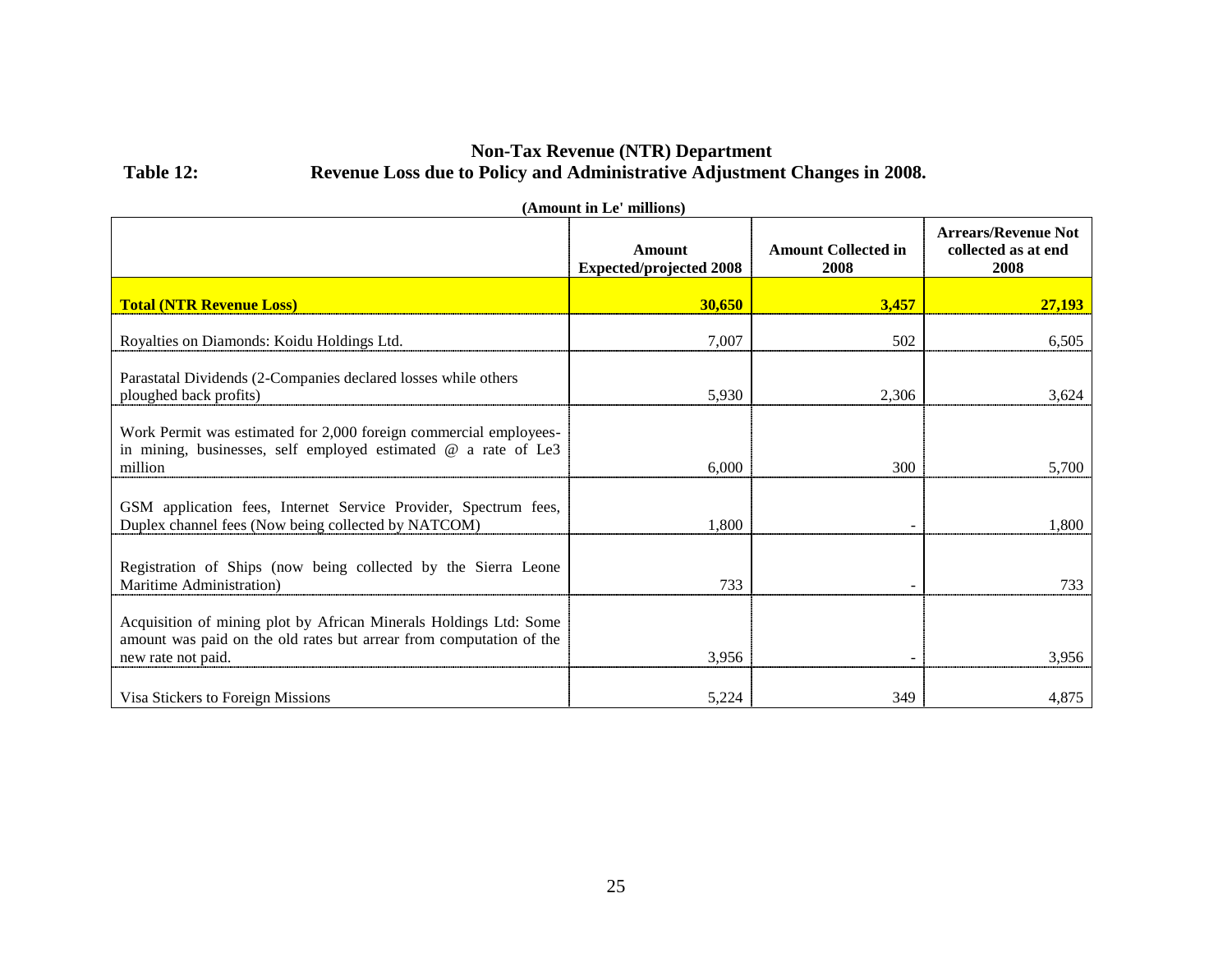**Non-Tax Revenue (NTR) Department**

**Table 12: Revenue Loss due to Policy and Administrative Adjustment Changes in 2008.**

**(Amount in Le' millions)**

| | Amount Expected/projected 2008 | Amount Collected in 2008 | Arrears/Revenue Not collected as at end 2008 |
|---|---|---|---|
| **Total (NTR Revenue Loss)** | **30,650** | **3,457** | **27,193** |
| Royalties on Diamonds: Koidu Holdings Ltd. | 7,007 | 502 | 6,505 |
| Parastatal Dividends (2-Companies declared losses while others ploughed back profits) | 5,930 | 2,306 | 3,624 |
| Work Permit was estimated for 2,000 foreign commercial employees- in mining, businesses, self employed estimated @ a rate of Le3 million | 6,000 | 300 | 5,700 |
| GSM application fees, Internet Service Provider, Spectrum fees, Duplex channel fees (Now being collected by NATCOM) | 1,800 | - | 1,800 |
| Registration of Ships (now being collected by the Sierra Leone Maritime Administration) | 733 | - | 733 |
| Acquisition of mining plot by African Minerals Holdings Ltd: Some amount was paid on the old rates but arrear from computation of the new rate not paid. | 3,956 | - | 3,956 |
| Visa Stickers to Foreign Missions | 5,224 | 349 | 4,875 |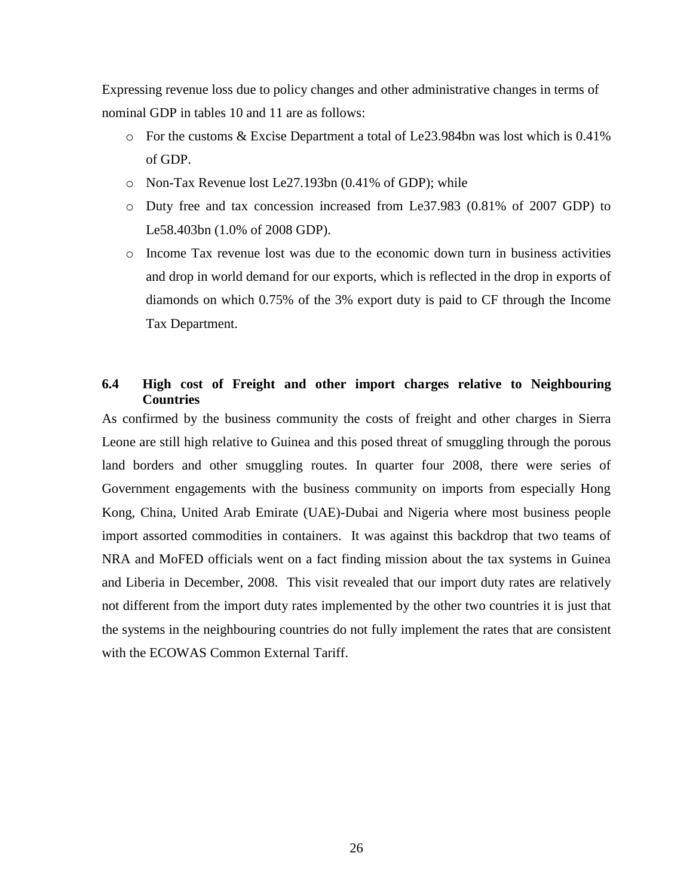Expressing revenue loss due to policy changes and other administrative changes in terms of nominal GDP in tables 10 and 11 are as follows:

- For the customs & Excise Department a total of Le23.984bn was lost which is 0.41% of GDP.
- Non-Tax Revenue lost Le27.193bn (0.41% of GDP); while
- Duty free and tax concession increased from Le37.983 (0.81% of 2007 GDP) to Le58.403bn (1.0% of 2008 GDP).
- Income Tax revenue lost was due to the economic down turn in business activities and drop in world demand for our exports, which is reflected in the drop in exports of diamonds on which 0.75% of the 3% export duty is paid to CF through the Income Tax Department.

## 6.4 High cost of Freight and other import charges relative to Neighbouring Countries

As confirmed by the business community the costs of freight and other charges in Sierra Leone are still high relative to Guinea and this posed threat of smuggling through the porous land borders and other smuggling routes. In quarter four 2008, there were series of Government engagements with the business community on imports from especially Hong Kong, China, United Arab Emirate (UAE)-Dubai and Nigeria where most business people import assorted commodities in containers. It was against this backdrop that two teams of NRA and MoFED officials went on a fact finding mission about the tax systems in Guinea and Liberia in December, 2008. This visit revealed that our import duty rates are relatively not different from the import duty rates implemented by the other two countries it is just that the systems in the neighbouring countries do not fully implement the rates that are consistent with the ECOWAS Common External Tariff.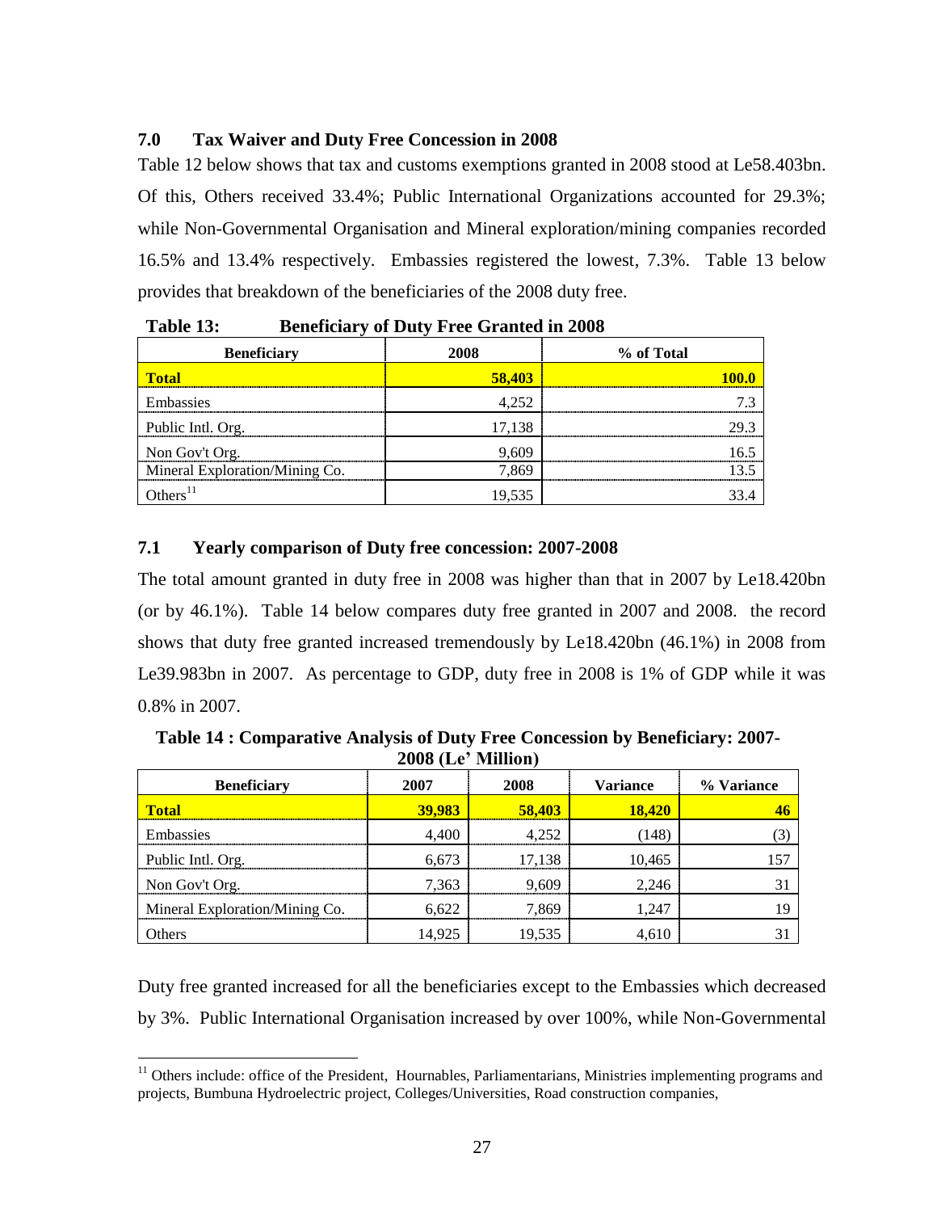## 7.0 Tax Waiver and Duty Free Concession in 2008

Table 12 below shows that tax and customs exemptions granted in 2008 stood at Le58.403bn. Of this, Others received 33.4%; Public International Organizations accounted for 29.3%; while Non-Governmental Organisation and Mineral exploration/mining companies recorded 16.5% and 13.4% respectively. Embassies registered the lowest, 7.3%. Table 13 below provides that breakdown of the beneficiaries of the 2008 duty free.

**Table 13: Beneficiary of Duty Free Granted in 2008**

| Beneficiary | 2008 | % of Total |
|---|---|---|
| **Total** | **58,403** | **100.0** |
| Embassies | 4,252 | 7.3 |
| Public Intl. Org. | 17,138 | 29.3 |
| Non Gov't Org. | 9,609 | 16.5 |
| Mineral Exploration/Mining Co. | 7,869 | 13.5 |
| Others[11] | 19,535 | 33.4 |

## 7.1 Yearly comparison of Duty free concession: 2007-2008

The total amount granted in duty free in 2008 was higher than that in 2007 by Le18.420bn (or by 46.1%). Table 14 below compares duty free granted in 2007 and 2008. the record shows that duty free granted increased tremendously by Le18.420bn (46.1%) in 2008 from Le39.983bn in 2007. As percentage to GDP, duty free in 2008 is 1% of GDP while it was 0.8% in 2007.

**Table 14 : Comparative Analysis of Duty Free Concession by Beneficiary: 2007-2008 (Le' Million)**

| Beneficiary | 2007 | 2008 | Variance | % Variance |
|---|---|---|---|---|
| **Total** | **39,983** | **58,403** | **18,420** | **46** |
| Embassies | 4,400 | 4,252 | (148) | (3) |
| Public Intl. Org. | 6,673 | 17,138 | 10,465 | 157 |
| Non Gov't Org. | 7,363 | 9,609 | 2,246 | 31 |
| Mineral Exploration/Mining Co. | 6,622 | 7,869 | 1,247 | 19 |
| Others | 14,925 | 19,535 | 4,610 | 31 |

Duty free granted increased for all the beneficiaries except to the Embassies which decreased by 3%. Public International Organisation increased by over 100%, while Non-Governmental

[11] Others include: office of the President, Hournables, Parliamentarians, Ministries implementing programs and projects, Bumbuna Hydroelectric project, Colleges/Universities, Road construction companies,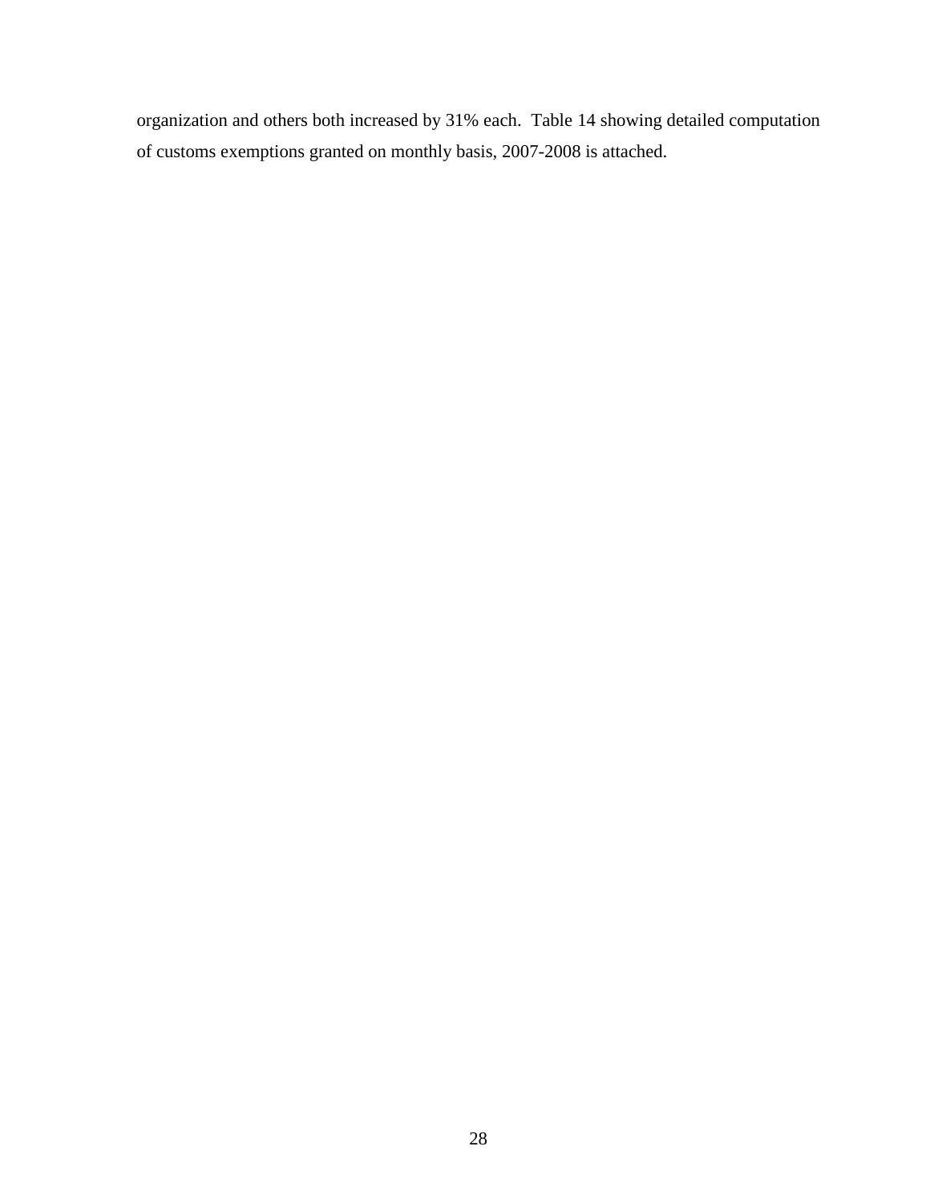organization and others both increased by 31% each.  Table 14 showing detailed computation of customs exemptions granted on monthly basis, 2007-2008 is attached.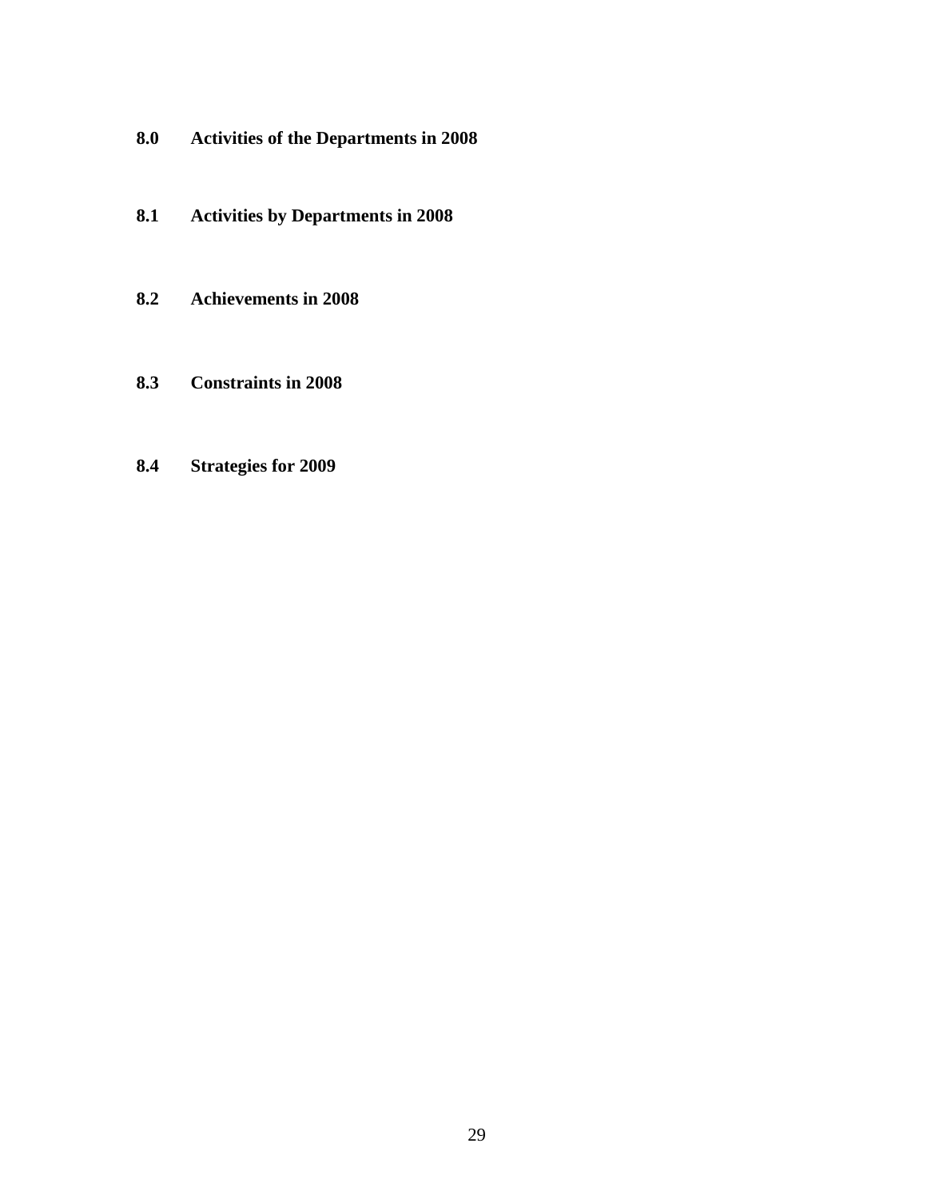## 8.0 Activities of the Departments in 2008

### 8.1 Activities by Departments in 2008

### 8.2 Achievements in 2008

### 8.3 Constraints in 2008

### 8.4 Strategies for 2009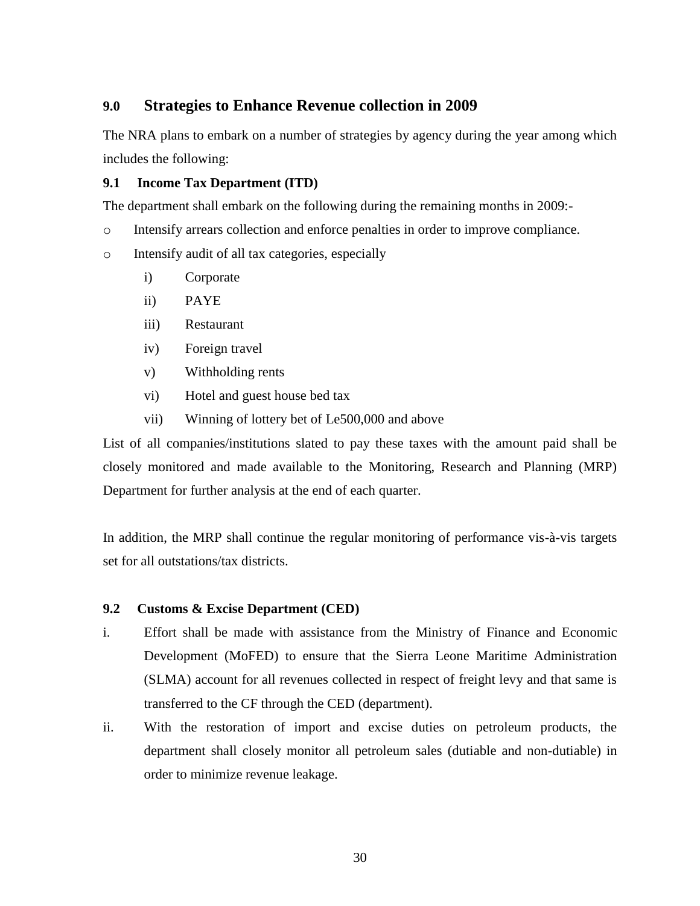## 9.0 Strategies to Enhance Revenue collection in 2009

The NRA plans to embark on a number of strategies by agency during the year among which includes the following:

### 9.1 Income Tax Department (ITD)

The department shall embark on the following during the remaining months in 2009:-

- Intensify arrears collection and enforce penalties in order to improve compliance.
- Intensify audit of all tax categories, especially
  - i) Corporate
  - ii) PAYE
  - iii) Restaurant
  - iv) Foreign travel
  - v) Withholding rents
  - vi) Hotel and guest house bed tax
  - vii) Winning of lottery bet of Le500,000 and above

List of all companies/institutions slated to pay these taxes with the amount paid shall be closely monitored and made available to the Monitoring, Research and Planning (MRP) Department for further analysis at the end of each quarter.

In addition, the MRP shall continue the regular monitoring of performance vis-à-vis targets set for all outstations/tax districts.

### 9.2 Customs & Excise Department (CED)

i. Effort shall be made with assistance from the Ministry of Finance and Economic Development (MoFED) to ensure that the Sierra Leone Maritime Administration (SLMA) account for all revenues collected in respect of freight levy and that same is transferred to the CF through the CED (department).

ii. With the restoration of import and excise duties on petroleum products, the department shall closely monitor all petroleum sales (dutiable and non-dutiable) in order to minimize revenue leakage.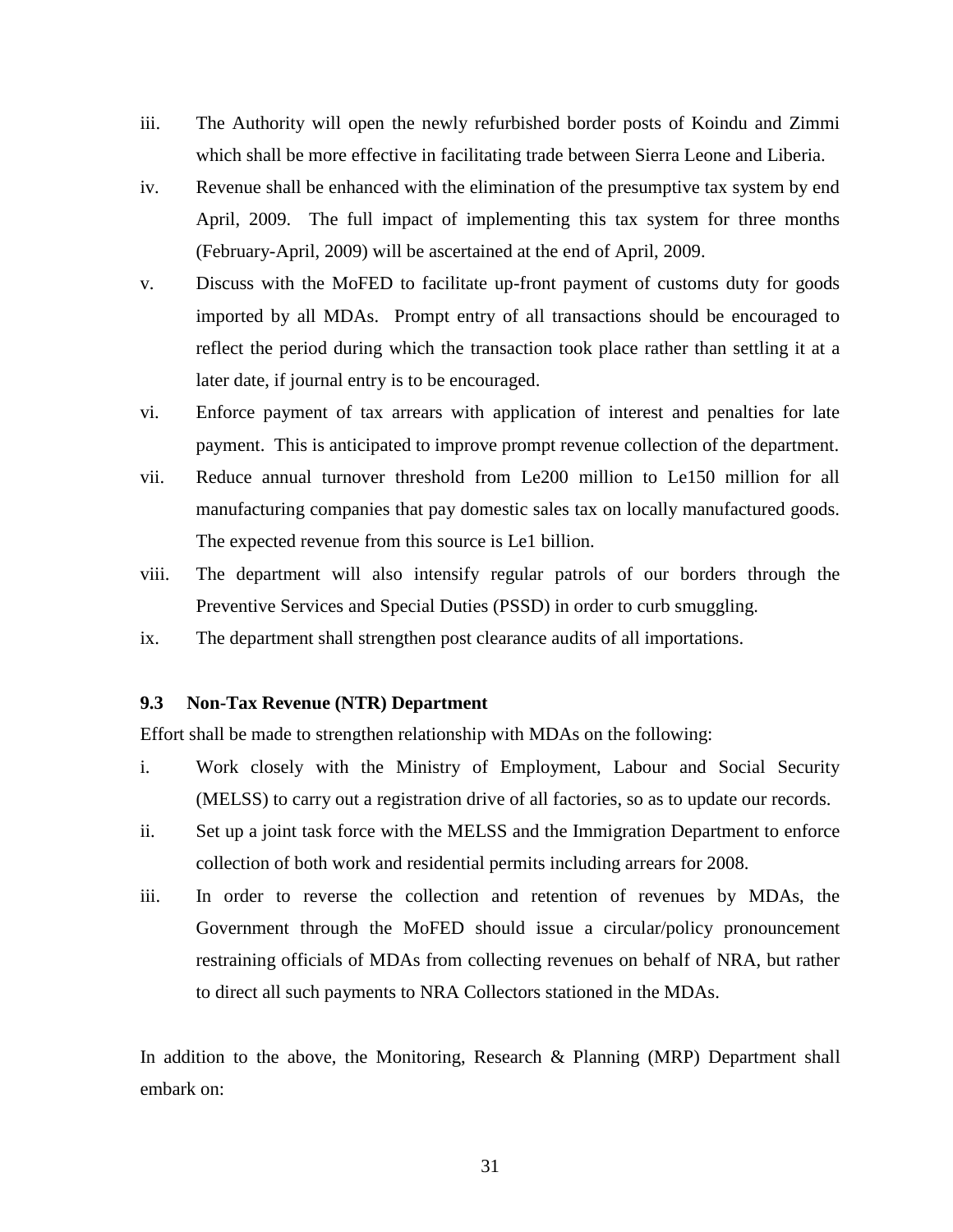iii. The Authority will open the newly refurbished border posts of Koindu and Zimmi which shall be more effective in facilitating trade between Sierra Leone and Liberia.

iv. Revenue shall be enhanced with the elimination of the presumptive tax system by end April, 2009. The full impact of implementing this tax system for three months (February-April, 2009) will be ascertained at the end of April, 2009.

v. Discuss with the MoFED to facilitate up-front payment of customs duty for goods imported by all MDAs. Prompt entry of all transactions should be encouraged to reflect the period during which the transaction took place rather than settling it at a later date, if journal entry is to be encouraged.

vi. Enforce payment of tax arrears with application of interest and penalties for late payment. This is anticipated to improve prompt revenue collection of the department.

vii. Reduce annual turnover threshold from Le200 million to Le150 million for all manufacturing companies that pay domestic sales tax on locally manufactured goods. The expected revenue from this source is Le1 billion.

viii. The department will also intensify regular patrols of our borders through the Preventive Services and Special Duties (PSSD) in order to curb smuggling.

ix. The department shall strengthen post clearance audits of all importations.

### 9.3 Non-Tax Revenue (NTR) Department

Effort shall be made to strengthen relationship with MDAs on the following:

i. Work closely with the Ministry of Employment, Labour and Social Security (MELSS) to carry out a registration drive of all factories, so as to update our records.

ii. Set up a joint task force with the MELSS and the Immigration Department to enforce collection of both work and residential permits including arrears for 2008.

iii. In order to reverse the collection and retention of revenues by MDAs, the Government through the MoFED should issue a circular/policy pronouncement restraining officials of MDAs from collecting revenues on behalf of NRA, but rather to direct all such payments to NRA Collectors stationed in the MDAs.

In addition to the above, the Monitoring, Research & Planning (MRP) Department shall embark on: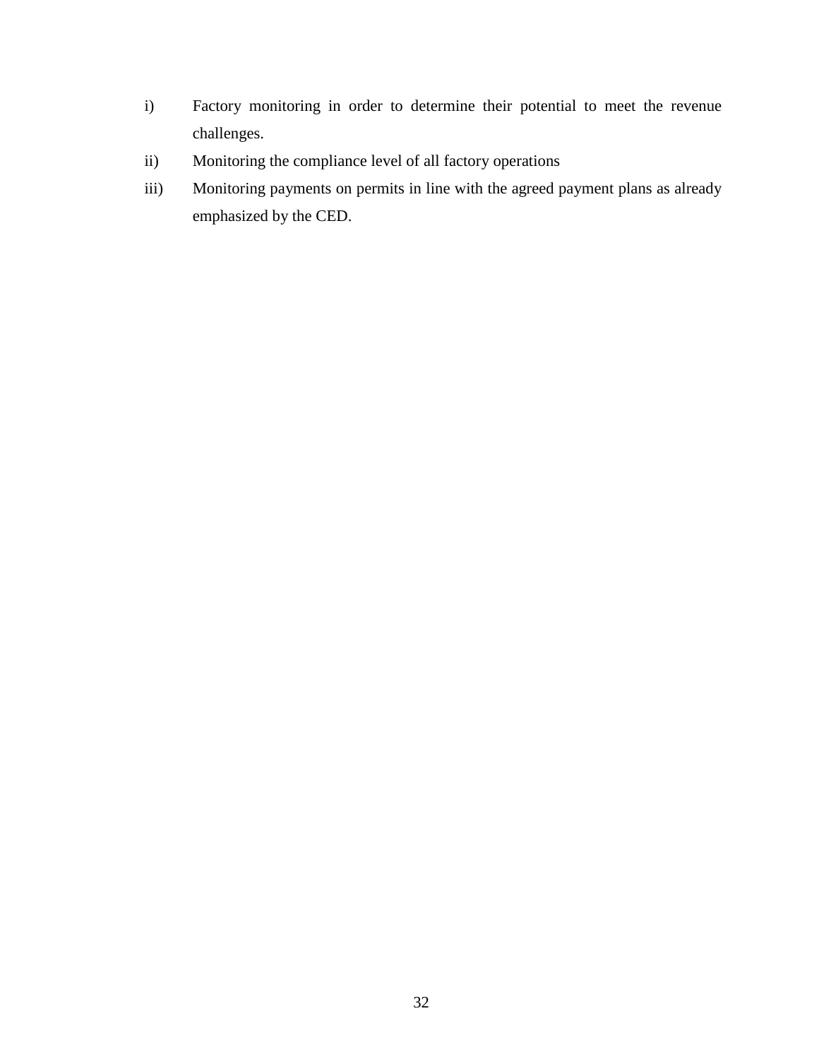i) Factory monitoring in order to determine their potential to meet the revenue challenges.

ii) Monitoring the compliance level of all factory operations

iii) Monitoring payments on permits in line with the agreed payment plans as already emphasized by the CED.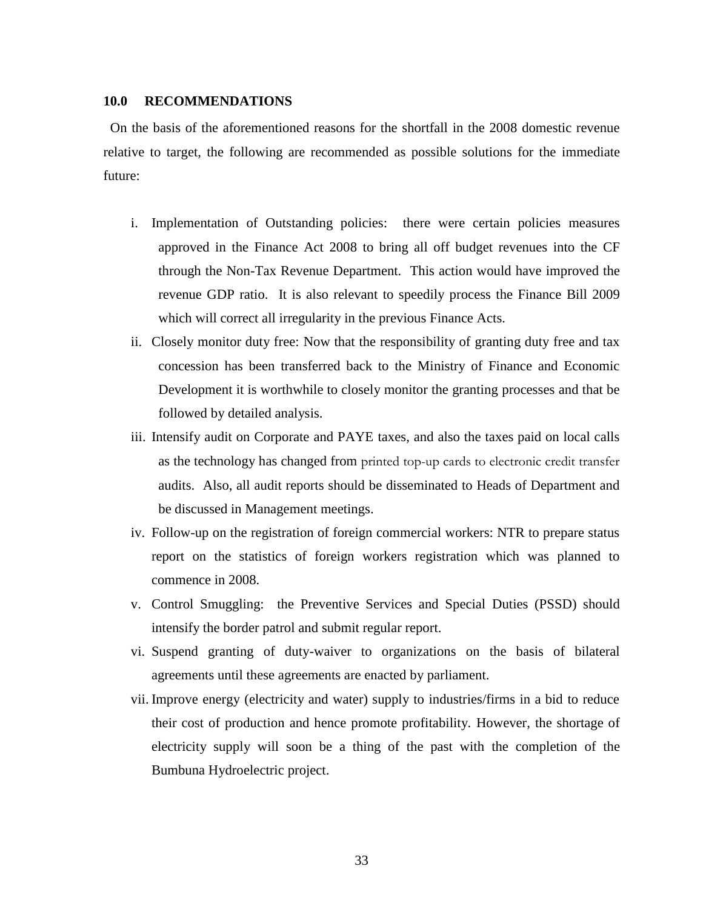## 10.0 RECOMMENDATIONS

On the basis of the aforementioned reasons for the shortfall in the 2008 domestic revenue relative to target, the following are recommended as possible solutions for the immediate future:

i. Implementation of Outstanding policies: there were certain policies measures approved in the Finance Act 2008 to bring all off budget revenues into the CF through the Non-Tax Revenue Department. This action would have improved the revenue GDP ratio. It is also relevant to speedily process the Finance Bill 2009 which will correct all irregularity in the previous Finance Acts.
ii. Closely monitor duty free: Now that the responsibility of granting duty free and tax concession has been transferred back to the Ministry of Finance and Economic Development it is worthwhile to closely monitor the granting processes and that be followed by detailed analysis.
iii. Intensify audit on Corporate and PAYE taxes, and also the taxes paid on local calls as the technology has changed from printed top-up cards to electronic credit transfer audits. Also, all audit reports should be disseminated to Heads of Department and be discussed in Management meetings.
iv. Follow-up on the registration of foreign commercial workers: NTR to prepare status report on the statistics of foreign workers registration which was planned to commence in 2008.
v. Control Smuggling: the Preventive Services and Special Duties (PSSD) should intensify the border patrol and submit regular report.
vi. Suspend granting of duty-waiver to organizations on the basis of bilateral agreements until these agreements are enacted by parliament.
vii. Improve energy (electricity and water) supply to industries/firms in a bid to reduce their cost of production and hence promote profitability. However, the shortage of electricity supply will soon be a thing of the past with the completion of the Bumbuna Hydroelectric project.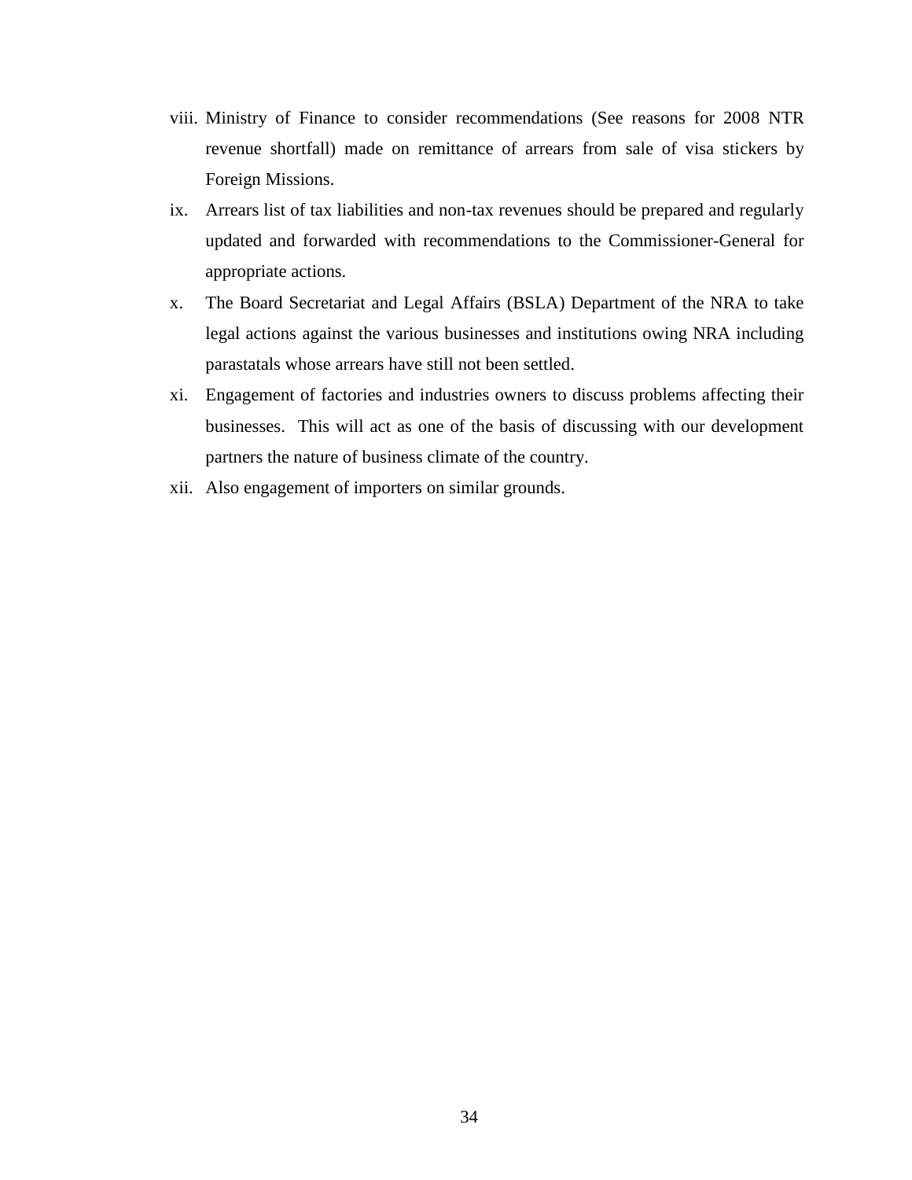viii. Ministry of Finance to consider recommendations (See reasons for 2008 NTR revenue shortfall) made on remittance of arrears from sale of visa stickers by Foreign Missions.

ix. Arrears list of tax liabilities and non-tax revenues should be prepared and regularly updated and forwarded with recommendations to the Commissioner-General for appropriate actions.

x. The Board Secretariat and Legal Affairs (BSLA) Department of the NRA to take legal actions against the various businesses and institutions owing NRA including parastatals whose arrears have still not been settled.

xi. Engagement of factories and industries owners to discuss problems affecting their businesses. This will act as one of the basis of discussing with our development partners the nature of business climate of the country.

xii. Also engagement of importers on similar grounds.